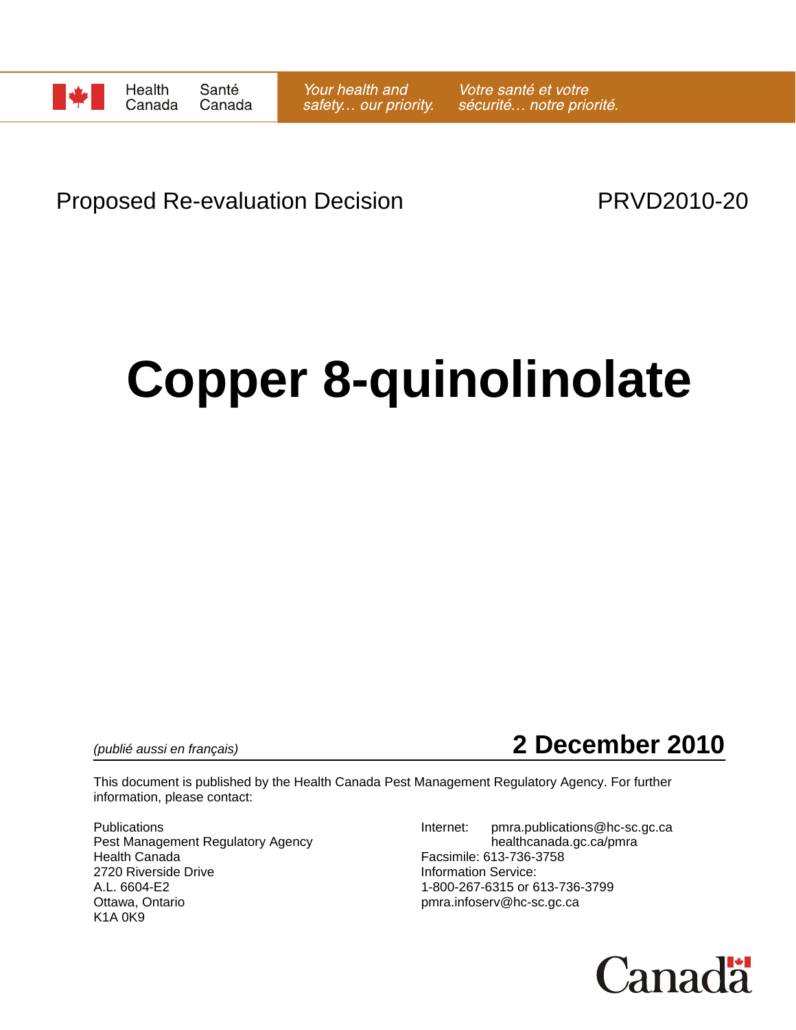Health Canada | Santé Canada

*Your health and safety… our priority.* | *Votre santé et votre sécurité… notre priorité.*

Proposed Re-evaluation Decision PRVD2010-20

# Copper 8-quinolinolate

*(publié aussi en français)*

**2 December 2010**

This document is published by the Health Canada Pest Management Regulatory Agency. For further information, please contact:

Publications  
Pest Management Regulatory Agency  
Health Canada  
2720 Riverside Drive  
A.L. 6604-E2  
Ottawa, Ontario  
K1A 0K9

Internet: pmra.publications@hc-sc.gc.ca  
healthcanada.gc.ca/pmra  
Facsimile: 613-736-3758  
Information Service:  
1-800-267-6315 or 613-736-3799  
pmra.infoserv@hc-sc.gc.ca

Canada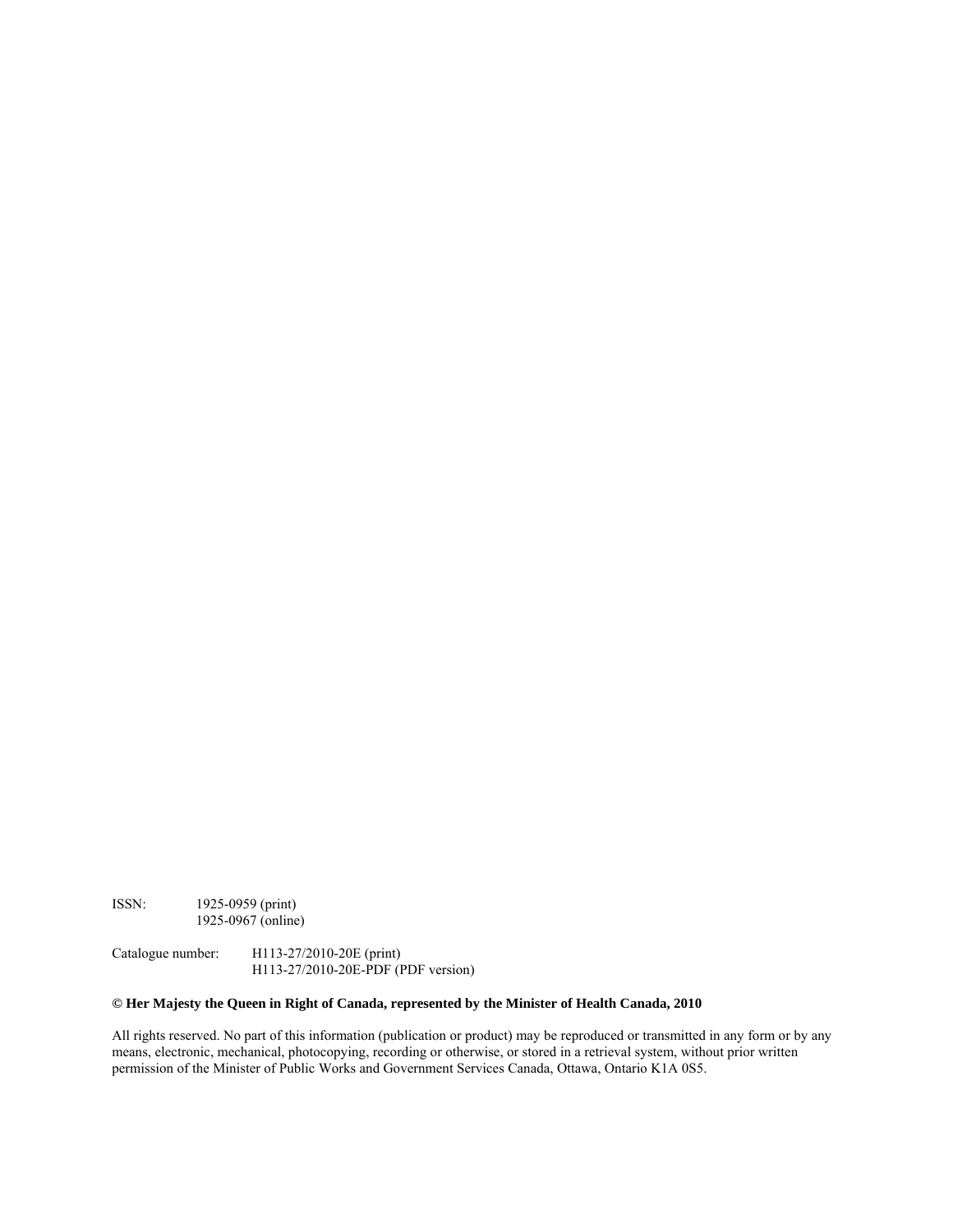ISSN: 1925-0959 (print)
1925-0967 (online)

Catalogue number: H113-27/2010-20E (print)
H113-27/2010-20E-PDF (PDF version)

**© Her Majesty the Queen in Right of Canada, represented by the Minister of Health Canada, 2010**

All rights reserved. No part of this information (publication or product) may be reproduced or transmitted in any form or by any means, electronic, mechanical, photocopying, recording or otherwise, or stored in a retrieval system, without prior written permission of the Minister of Public Works and Government Services Canada, Ottawa, Ontario K1A 0S5.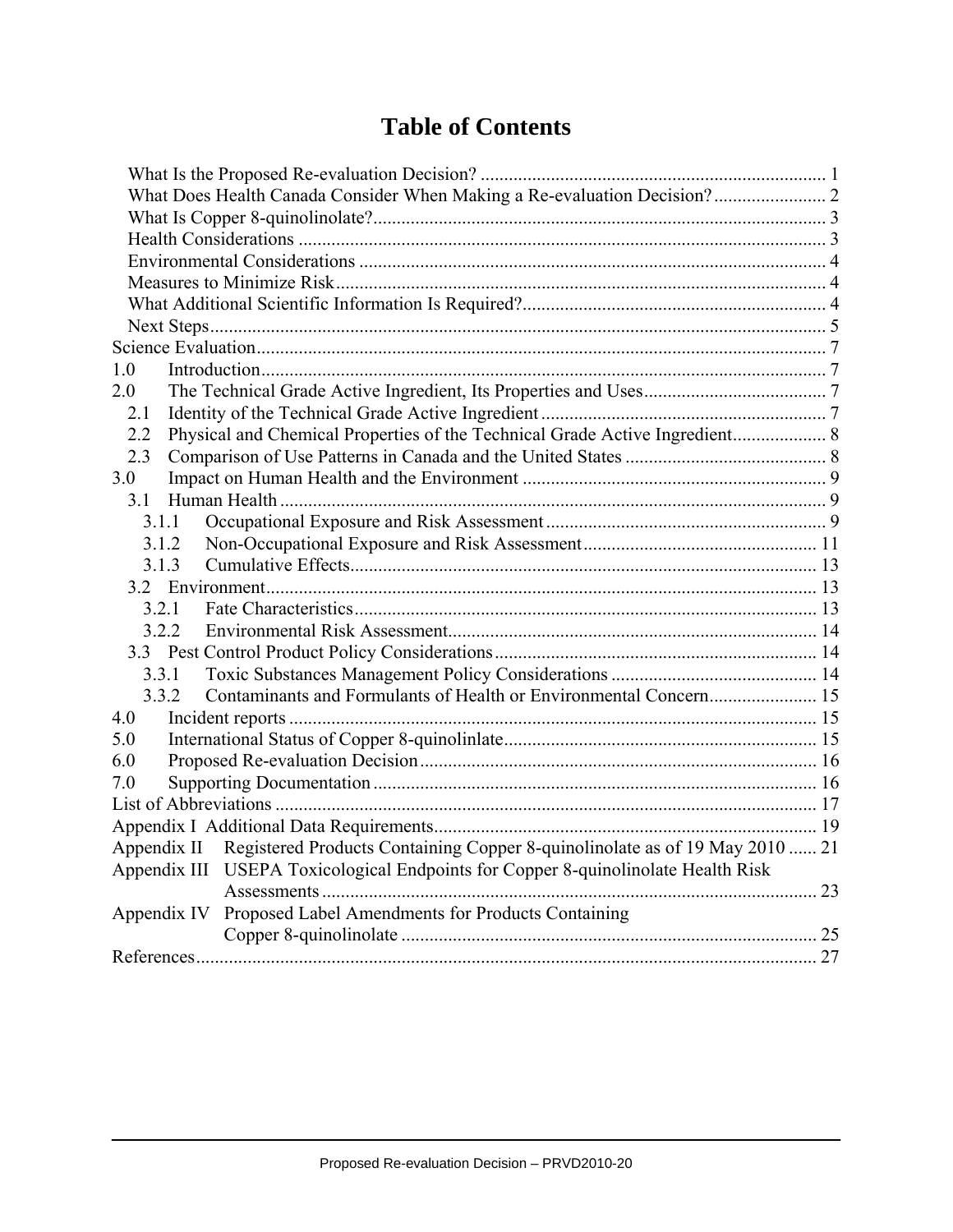# Table of Contents

- What Is the Proposed Re-evaluation Decision? ..... 1
- What Does Health Canada Consider When Making a Re-evaluation Decision? ..... 2
- What Is Copper 8-quinolinolate? ..... 3
- Health Considerations ..... 3
- Environmental Considerations ..... 4
- Measures to Minimize Risk ..... 4
- What Additional Scientific Information Is Required? ..... 4
- Next Steps ..... 5

Science Evaluation ..... 7

1.0 Introduction ..... 7

2.0 The Technical Grade Active Ingredient, Its Properties and Uses ..... 7

- 2.1 Identity of the Technical Grade Active Ingredient ..... 7
- 2.2 Physical and Chemical Properties of the Technical Grade Active Ingredient ..... 8
- 2.3 Comparison of Use Patterns in Canada and the United States ..... 8

3.0 Impact on Human Health and the Environment ..... 9

- 3.1 Human Health ..... 9
  - 3.1.1 Occupational Exposure and Risk Assessment ..... 9
  - 3.1.2 Non-Occupational Exposure and Risk Assessment ..... 11
  - 3.1.3 Cumulative Effects ..... 13
- 3.2 Environment ..... 13
  - 3.2.1 Fate Characteristics ..... 13
  - 3.2.2 Environmental Risk Assessment ..... 14
- 3.3 Pest Control Product Policy Considerations ..... 14
  - 3.3.1 Toxic Substances Management Policy Considerations ..... 14
  - 3.3.2 Contaminants and Formulants of Health or Environmental Concern ..... 15

4.0 Incident reports ..... 15

5.0 International Status of Copper 8-quinolinlate ..... 15

6.0 Proposed Re-evaluation Decision ..... 16

7.0 Supporting Documentation ..... 16

List of Abbreviations ..... 17

Appendix I Additional Data Requirements ..... 19

Appendix II Registered Products Containing Copper 8-quinolinolate as of 19 May 2010 ..... 21

Appendix III USEPA Toxicological Endpoints for Copper 8-quinolinolate Health Risk Assessments ..... 23

Appendix IV Proposed Label Amendments for Products Containing Copper 8-quinolinolate ..... 25

References ..... 27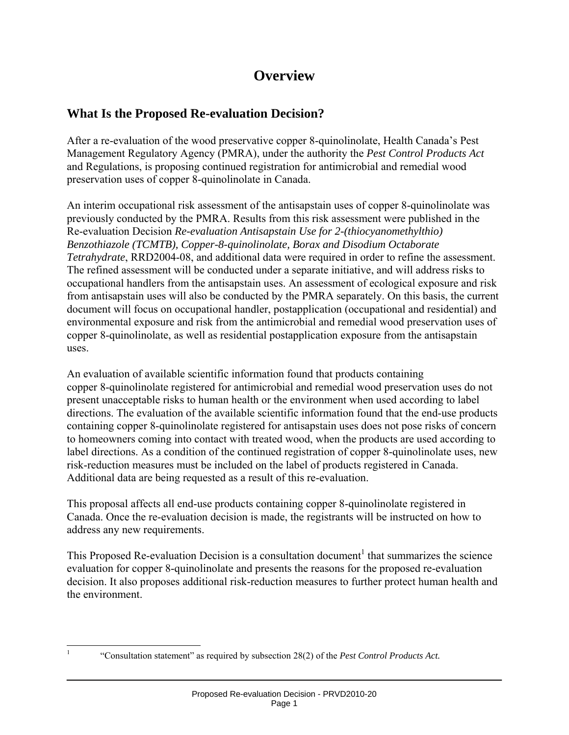# Overview

## What Is the Proposed Re-evaluation Decision?

After a re-evaluation of the wood preservative copper 8-quinolinolate, Health Canada's Pest Management Regulatory Agency (PMRA), under the authority the *Pest Control Products Act* and Regulations, is proposing continued registration for antimicrobial and remedial wood preservation uses of copper 8-quinolinolate in Canada.

An interim occupational risk assessment of the antisapstain uses of copper 8-quinolinolate was previously conducted by the PMRA. Results from this risk assessment were published in the Re-evaluation Decision *Re-evaluation Antisapstain Use for 2-(thiocyanomethylthio) Benzothiazole (TCMTB), Copper-8-quinolinolate, Borax and Disodium Octaborate Tetrahydrate*, RRD2004-08, and additional data were required in order to refine the assessment. The refined assessment will be conducted under a separate initiative, and will address risks to occupational handlers from the antisapstain uses. An assessment of ecological exposure and risk from antisapstain uses will also be conducted by the PMRA separately. On this basis, the current document will focus on occupational handler, postapplication (occupational and residential) and environmental exposure and risk from the antimicrobial and remedial wood preservation uses of copper 8-quinolinolate, as well as residential postapplication exposure from the antisapstain uses.

An evaluation of available scientific information found that products containing copper 8-quinolinolate registered for antimicrobial and remedial wood preservation uses do not present unacceptable risks to human health or the environment when used according to label directions. The evaluation of the available scientific information found that the end-use products containing copper 8-quinolinolate registered for antisapstain uses does not pose risks of concern to homeowners coming into contact with treated wood, when the products are used according to label directions. As a condition of the continued registration of copper 8-quinolinolate uses, new risk-reduction measures must be included on the label of products registered in Canada. Additional data are being requested as a result of this re-evaluation.

This proposal affects all end-use products containing copper 8-quinolinolate registered in Canada. Once the re-evaluation decision is made, the registrants will be instructed on how to address any new requirements.

This Proposed Re-evaluation Decision is a consultation document[1] that summarizes the science evaluation for copper 8-quinolinolate and presents the reasons for the proposed re-evaluation decision. It also proposes additional risk-reduction measures to further protect human health and the environment.

[1] "Consultation statement" as required by subsection 28(2) of the *Pest Control Products Act.*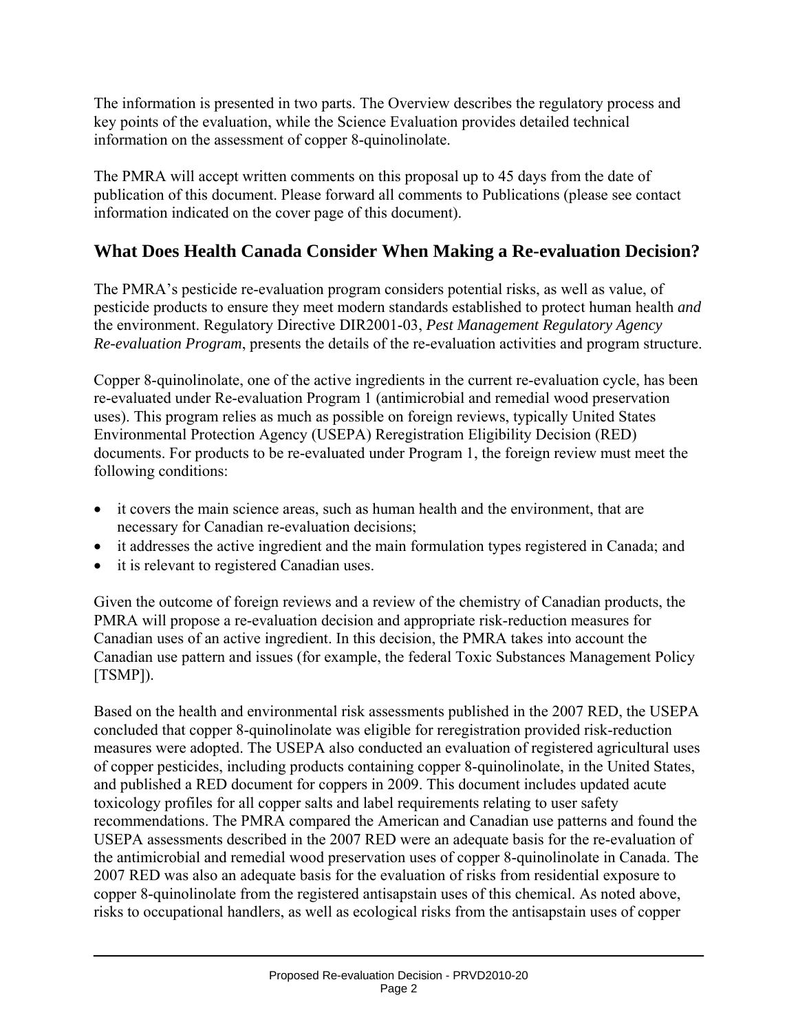The information is presented in two parts. The Overview describes the regulatory process and key points of the evaluation, while the Science Evaluation provides detailed technical information on the assessment of copper 8-quinolinolate.

The PMRA will accept written comments on this proposal up to 45 days from the date of publication of this document. Please forward all comments to Publications (please see contact information indicated on the cover page of this document).

## What Does Health Canada Consider When Making a Re-evaluation Decision?

The PMRA's pesticide re-evaluation program considers potential risks, as well as value, of pesticide products to ensure they meet modern standards established to protect human health *and* the environment. Regulatory Directive DIR2001-03, *Pest Management Regulatory Agency Re-evaluation Program*, presents the details of the re-evaluation activities and program structure.

Copper 8-quinolinolate, one of the active ingredients in the current re-evaluation cycle, has been re-evaluated under Re-evaluation Program 1 (antimicrobial and remedial wood preservation uses). This program relies as much as possible on foreign reviews, typically United States Environmental Protection Agency (USEPA) Reregistration Eligibility Decision (RED) documents. For products to be re-evaluated under Program 1, the foreign review must meet the following conditions:

- it covers the main science areas, such as human health and the environment, that are necessary for Canadian re-evaluation decisions;
- it addresses the active ingredient and the main formulation types registered in Canada; and
- it is relevant to registered Canadian uses.

Given the outcome of foreign reviews and a review of the chemistry of Canadian products, the PMRA will propose a re-evaluation decision and appropriate risk-reduction measures for Canadian uses of an active ingredient. In this decision, the PMRA takes into account the Canadian use pattern and issues (for example, the federal Toxic Substances Management Policy [TSMP]).

Based on the health and environmental risk assessments published in the 2007 RED, the USEPA concluded that copper 8-quinolinolate was eligible for reregistration provided risk-reduction measures were adopted. The USEPA also conducted an evaluation of registered agricultural uses of copper pesticides, including products containing copper 8-quinolinolate, in the United States, and published a RED document for coppers in 2009. This document includes updated acute toxicology profiles for all copper salts and label requirements relating to user safety recommendations. The PMRA compared the American and Canadian use patterns and found the USEPA assessments described in the 2007 RED were an adequate basis for the re-evaluation of the antimicrobial and remedial wood preservation uses of copper 8-quinolinolate in Canada. The 2007 RED was also an adequate basis for the evaluation of risks from residential exposure to copper 8-quinolinolate from the registered antisapstain uses of this chemical. As noted above, risks to occupational handlers, as well as ecological risks from the antisapstain uses of copper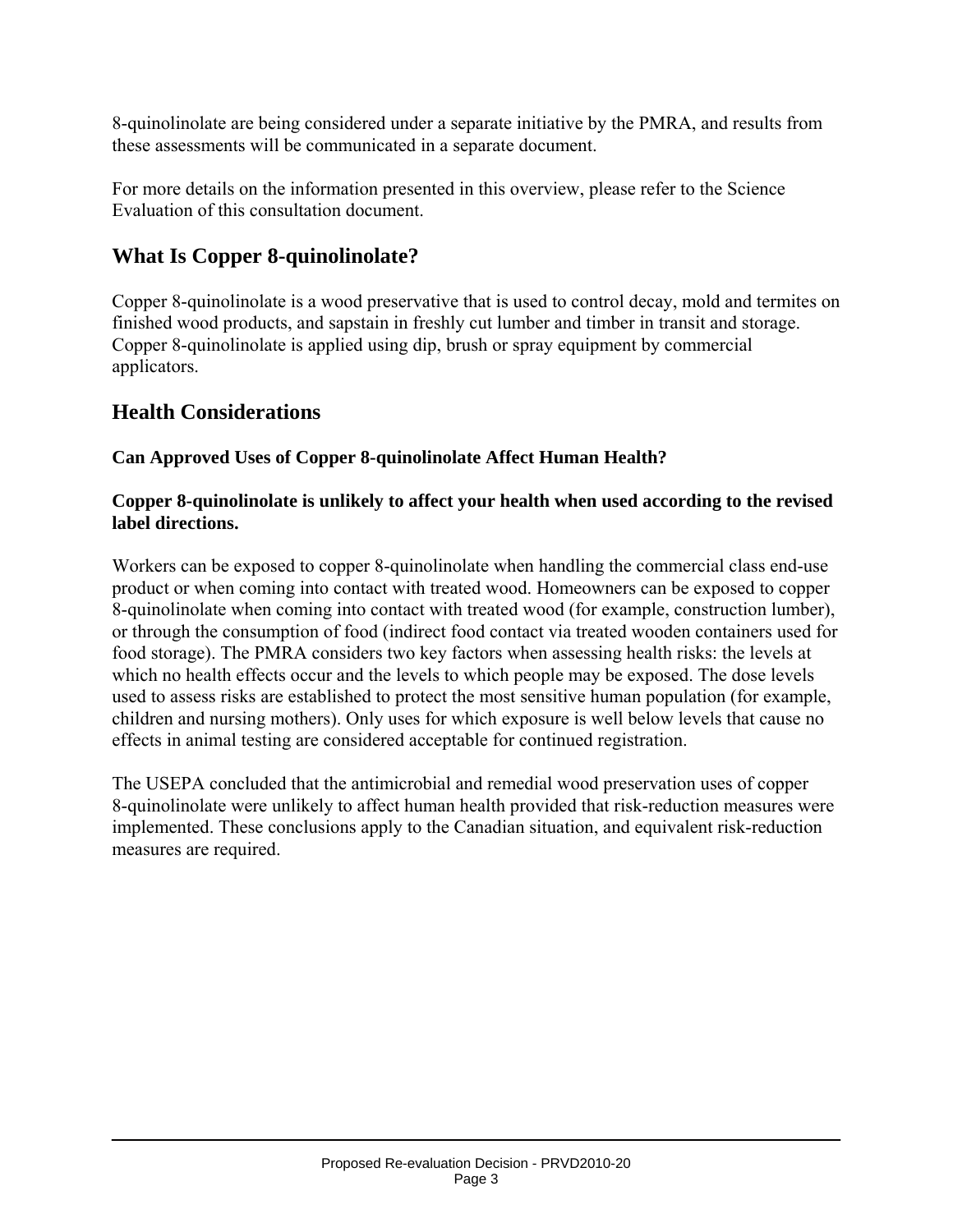8-quinolinolate are being considered under a separate initiative by the PMRA, and results from these assessments will be communicated in a separate document.

For more details on the information presented in this overview, please refer to the Science Evaluation of this consultation document.

## What Is Copper 8-quinolinolate?

Copper 8-quinolinolate is a wood preservative that is used to control decay, mold and termites on finished wood products, and sapstain in freshly cut lumber and timber in transit and storage. Copper 8-quinolinolate is applied using dip, brush or spray equipment by commercial applicators.

## Health Considerations

### Can Approved Uses of Copper 8-quinolinolate Affect Human Health?

**Copper 8-quinolinolate is unlikely to affect your health when used according to the revised label directions.**

Workers can be exposed to copper 8-quinolinolate when handling the commercial class end-use product or when coming into contact with treated wood. Homeowners can be exposed to copper 8-quinolinolate when coming into contact with treated wood (for example, construction lumber), or through the consumption of food (indirect food contact via treated wooden containers used for food storage). The PMRA considers two key factors when assessing health risks: the levels at which no health effects occur and the levels to which people may be exposed. The dose levels used to assess risks are established to protect the most sensitive human population (for example, children and nursing mothers). Only uses for which exposure is well below levels that cause no effects in animal testing are considered acceptable for continued registration.

The USEPA concluded that the antimicrobial and remedial wood preservation uses of copper 8-quinolinolate were unlikely to affect human health provided that risk-reduction measures were implemented. These conclusions apply to the Canadian situation, and equivalent risk-reduction measures are required.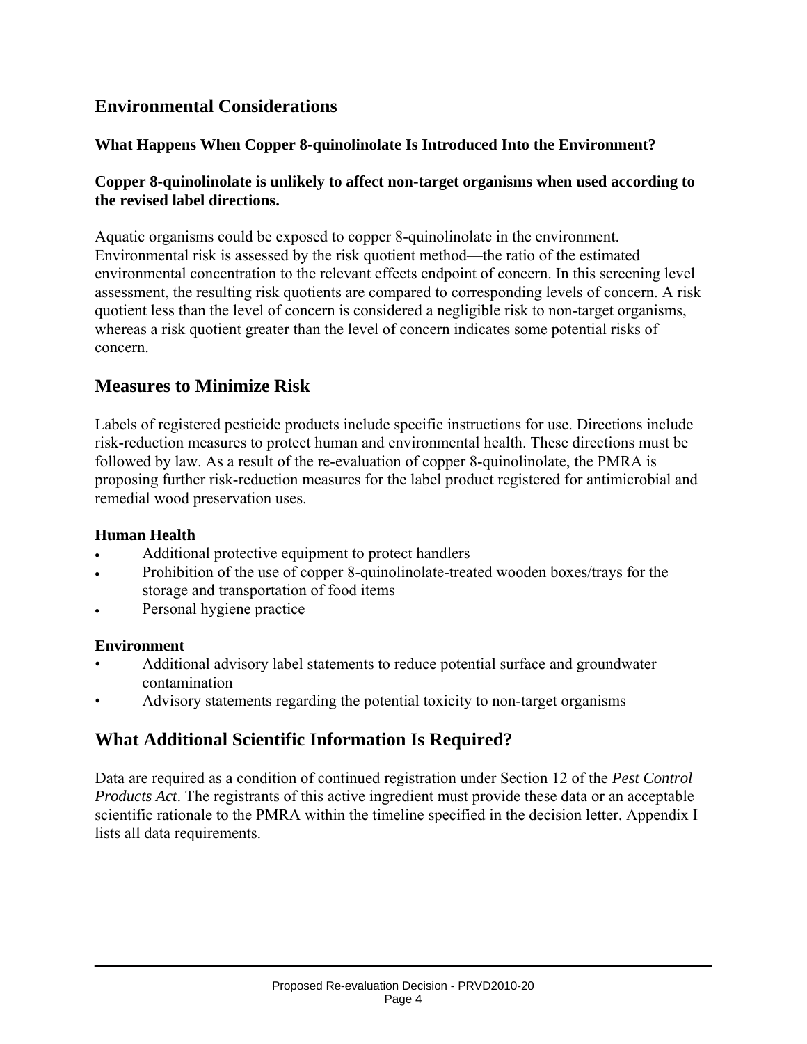## Environmental Considerations

### What Happens When Copper 8-quinolinolate Is Introduced Into the Environment?

**Copper 8-quinolinolate is unlikely to affect non-target organisms when used according to the revised label directions.**

Aquatic organisms could be exposed to copper 8-quinolinolate in the environment. Environmental risk is assessed by the risk quotient method—the ratio of the estimated environmental concentration to the relevant effects endpoint of concern. In this screening level assessment, the resulting risk quotients are compared to corresponding levels of concern. A risk quotient less than the level of concern is considered a negligible risk to non-target organisms, whereas a risk quotient greater than the level of concern indicates some potential risks of concern.

## Measures to Minimize Risk

Labels of registered pesticide products include specific instructions for use. Directions include risk-reduction measures to protect human and environmental health. These directions must be followed by law. As a result of the re-evaluation of copper 8-quinolinolate, the PMRA is proposing further risk-reduction measures for the label product registered for antimicrobial and remedial wood preservation uses.

**Human Health**

- Additional protective equipment to protect handlers
- Prohibition of the use of copper 8-quinolinolate-treated wooden boxes/trays for the storage and transportation of food items
- Personal hygiene practice

**Environment**

- Additional advisory label statements to reduce potential surface and groundwater contamination
- Advisory statements regarding the potential toxicity to non-target organisms

## What Additional Scientific Information Is Required?

Data are required as a condition of continued registration under Section 12 of the *Pest Control Products Act*. The registrants of this active ingredient must provide these data or an acceptable scientific rationale to the PMRA within the timeline specified in the decision letter. Appendix I lists all data requirements.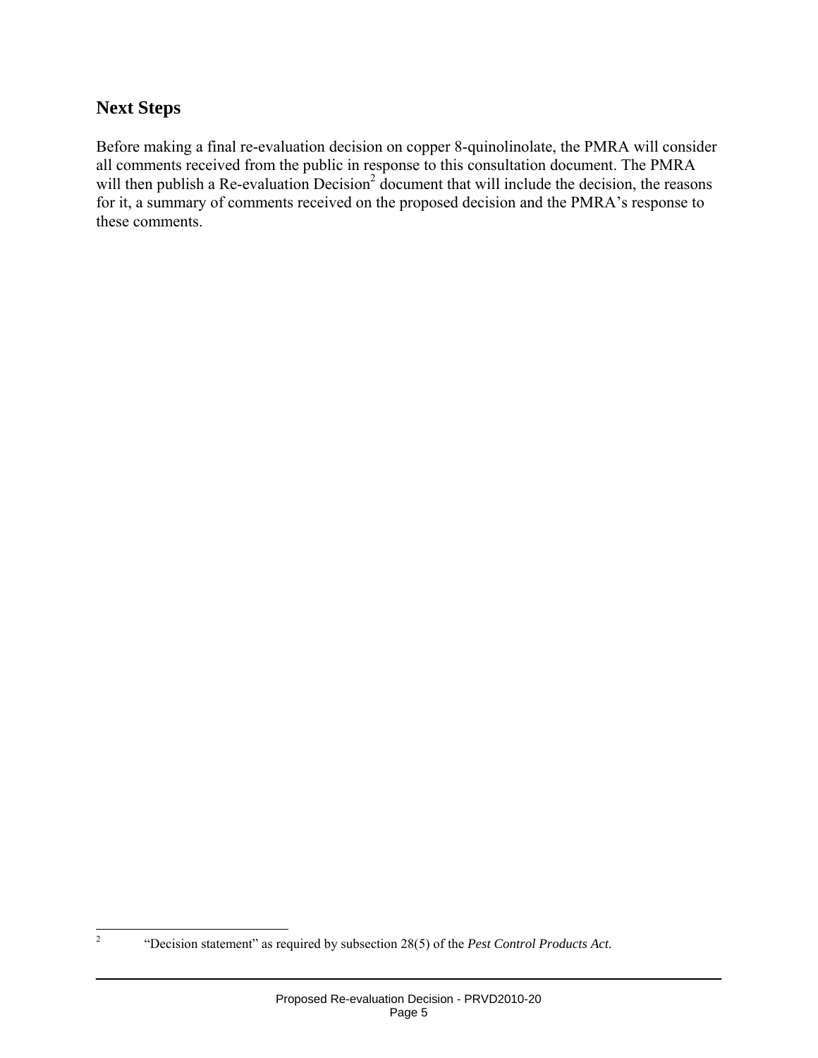## Next Steps

Before making a final re-evaluation decision on copper 8-quinolinolate, the PMRA will consider all comments received from the public in response to this consultation document. The PMRA will then publish a Re-evaluation Decision[2] document that will include the decision, the reasons for it, a summary of comments received on the proposed decision and the PMRA's response to these comments.

---

[2] "Decision statement" as required by subsection 28(5) of the *Pest Control Products Act*.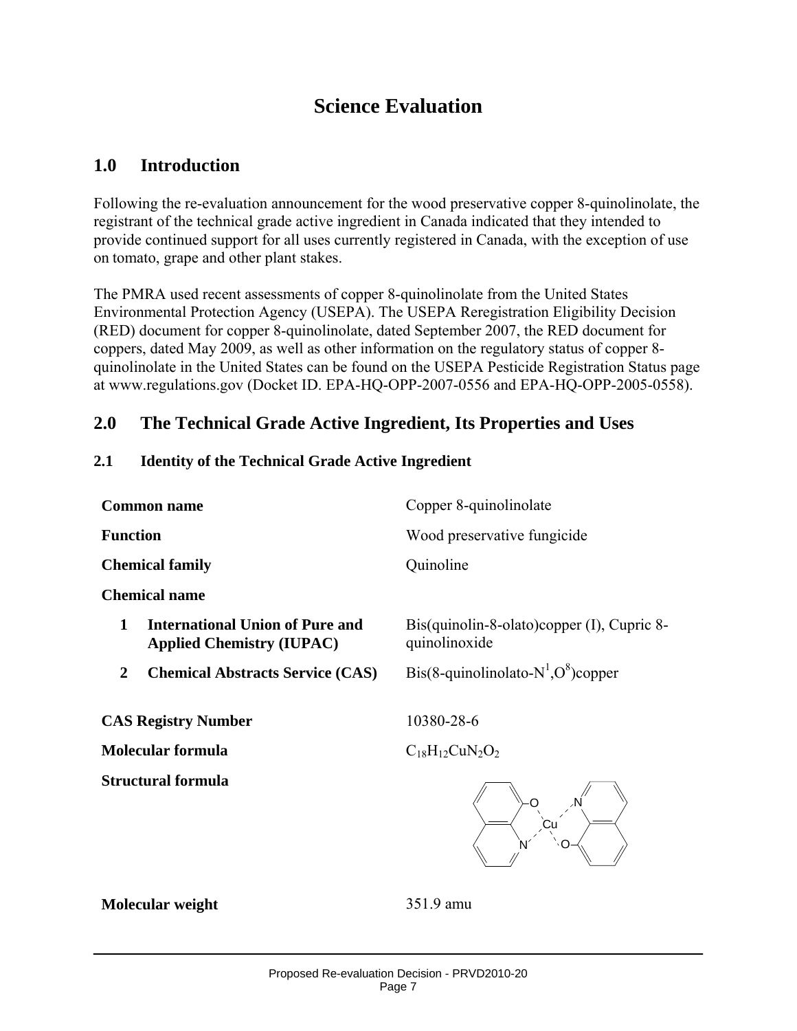# Science Evaluation

## 1.0 Introduction

Following the re-evaluation announcement for the wood preservative copper 8-quinolinolate, the registrant of the technical grade active ingredient in Canada indicated that they intended to provide continued support for all uses currently registered in Canada, with the exception of use on tomato, grape and other plant stakes.

The PMRA used recent assessments of copper 8-quinolinolate from the United States Environmental Protection Agency (USEPA). The USEPA Reregistration Eligibility Decision (RED) document for copper 8-quinolinolate, dated September 2007, the RED document for coppers, dated May 2009, as well as other information on the regulatory status of copper 8-quinolinolate in the United States can be found on the USEPA Pesticide Registration Status page at www.regulations.gov (Docket ID. EPA-HQ-OPP-2007-0556 and EPA-HQ-OPP-2005-0558).

## 2.0 The Technical Grade Active Ingredient, Its Properties and Uses

### 2.1 Identity of the Technical Grade Active Ingredient

| | |
|---|---|
| **Common name** | Copper 8-quinolinolate |
| **Function** | Wood preservative fungicide |
| **Chemical family** | Quinoline |
| **Chemical name** | |
| **1 International Union of Pure and Applied Chemistry (IUPAC)** | Bis(quinolin-8-olato)copper (I), Cupric 8-quinolinoxide |
| **2 Chemical Abstracts Service (CAS)** | Bis(8-quinolinolato-$N^1$,$O^8$)copper |
| **CAS Registry Number** | 10380-28-6 |
| **Molecular formula** | $C_{18}H_{12}CuN_2O_2$ |
| **Structural formula** | |
| **Molecular weight** | 351.9 amu |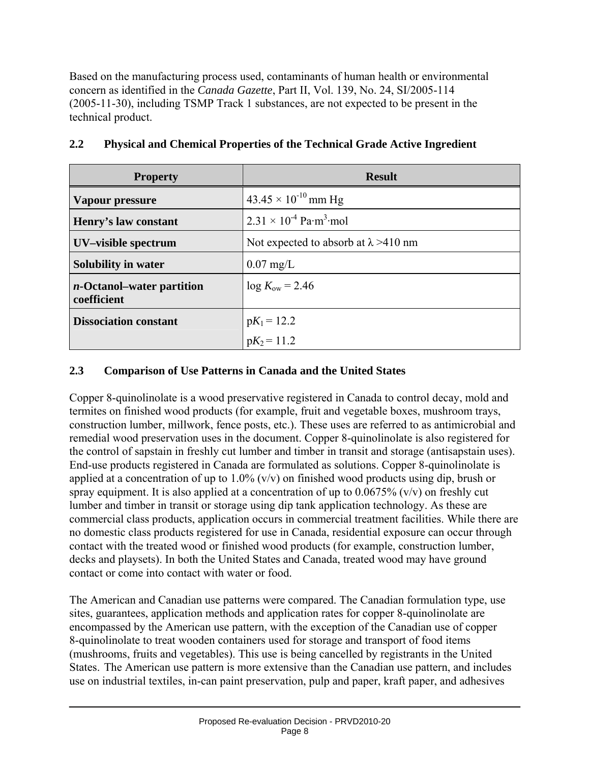Based on the manufacturing process used, contaminants of human health or environmental concern as identified in the *Canada Gazette*, Part II, Vol. 139, No. 24, SI/2005-114 (2005-11-30), including TSMP Track 1 substances, are not expected to be present in the technical product.

## 2.2 Physical and Chemical Properties of the Technical Grade Active Ingredient

| Property | Result |
|---|---|
| **Vapour pressure** | $43.45 \times 10^{-10}$ mm Hg |
| **Henry's law constant** | $2.31 \times 10^{-4}$ Pa·m$^3$·mol |
| **UV–visible spectrum** | Not expected to absorb at λ >410 nm |
| **Solubility in water** | 0.07 mg/L |
| ***n*-Octanol–water partition coefficient** | log $K_{ow}$ = 2.46 |
| **Dissociation constant** | p$K_1$ = 12.2<br>p$K_2$ = 11.2 |

## 2.3 Comparison of Use Patterns in Canada and the United States

Copper 8-quinolinolate is a wood preservative registered in Canada to control decay, mold and termites on finished wood products (for example, fruit and vegetable boxes, mushroom trays, construction lumber, millwork, fence posts, etc.). These uses are referred to as antimicrobial and remedial wood preservation uses in the document. Copper 8-quinolinolate is also registered for the control of sapstain in freshly cut lumber and timber in transit and storage (antisapstain uses). End-use products registered in Canada are formulated as solutions. Copper 8-quinolinolate is applied at a concentration of up to 1.0% (v/v) on finished wood products using dip, brush or spray equipment. It is also applied at a concentration of up to 0.0675% (v/v) on freshly cut lumber and timber in transit or storage using dip tank application technology. As these are commercial class products, application occurs in commercial treatment facilities. While there are no domestic class products registered for use in Canada, residential exposure can occur through contact with the treated wood or finished wood products (for example, construction lumber, decks and playsets). In both the United States and Canada, treated wood may have ground contact or come into contact with water or food.

The American and Canadian use patterns were compared. The Canadian formulation type, use sites, guarantees, application methods and application rates for copper 8-quinolinolate are encompassed by the American use pattern, with the exception of the Canadian use of copper 8-quinolinolate to treat wooden containers used for storage and transport of food items (mushrooms, fruits and vegetables). This use is being cancelled by registrants in the United States. The American use pattern is more extensive than the Canadian use pattern, and includes use on industrial textiles, in-can paint preservation, pulp and paper, kraft paper, and adhesives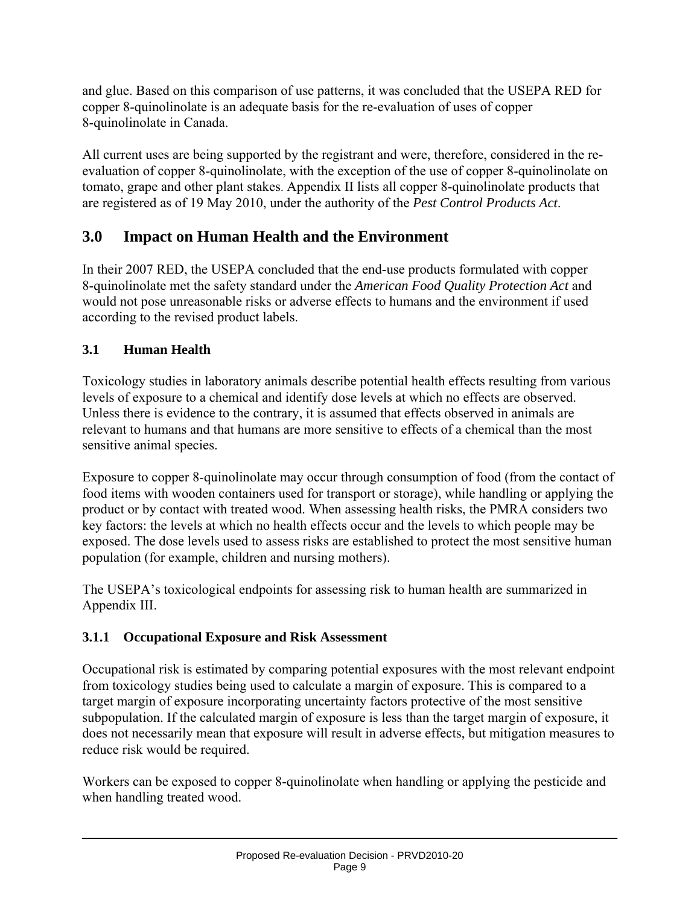and glue. Based on this comparison of use patterns, it was concluded that the USEPA RED for copper 8-quinolinolate is an adequate basis for the re-evaluation of uses of copper 8-quinolinolate in Canada.

All current uses are being supported by the registrant and were, therefore, considered in the re-evaluation of copper 8-quinolinolate, with the exception of the use of copper 8-quinolinolate on tomato, grape and other plant stakes. Appendix II lists all copper 8-quinolinolate products that are registered as of 19 May 2010, under the authority of the *Pest Control Products Act*.

## 3.0 Impact on Human Health and the Environment

In their 2007 RED, the USEPA concluded that the end-use products formulated with copper 8-quinolinolate met the safety standard under the *American Food Quality Protection Act* and would not pose unreasonable risks or adverse effects to humans and the environment if used according to the revised product labels.

### 3.1 Human Health

Toxicology studies in laboratory animals describe potential health effects resulting from various levels of exposure to a chemical and identify dose levels at which no effects are observed. Unless there is evidence to the contrary, it is assumed that effects observed in animals are relevant to humans and that humans are more sensitive to effects of a chemical than the most sensitive animal species.

Exposure to copper 8-quinolinolate may occur through consumption of food (from the contact of food items with wooden containers used for transport or storage), while handling or applying the product or by contact with treated wood. When assessing health risks, the PMRA considers two key factors: the levels at which no health effects occur and the levels to which people may be exposed. The dose levels used to assess risks are established to protect the most sensitive human population (for example, children and nursing mothers).

The USEPA's toxicological endpoints for assessing risk to human health are summarized in Appendix III.

#### 3.1.1 Occupational Exposure and Risk Assessment

Occupational risk is estimated by comparing potential exposures with the most relevant endpoint from toxicology studies being used to calculate a margin of exposure. This is compared to a target margin of exposure incorporating uncertainty factors protective of the most sensitive subpopulation. If the calculated margin of exposure is less than the target margin of exposure, it does not necessarily mean that exposure will result in adverse effects, but mitigation measures to reduce risk would be required.

Workers can be exposed to copper 8-quinolinolate when handling or applying the pesticide and when handling treated wood.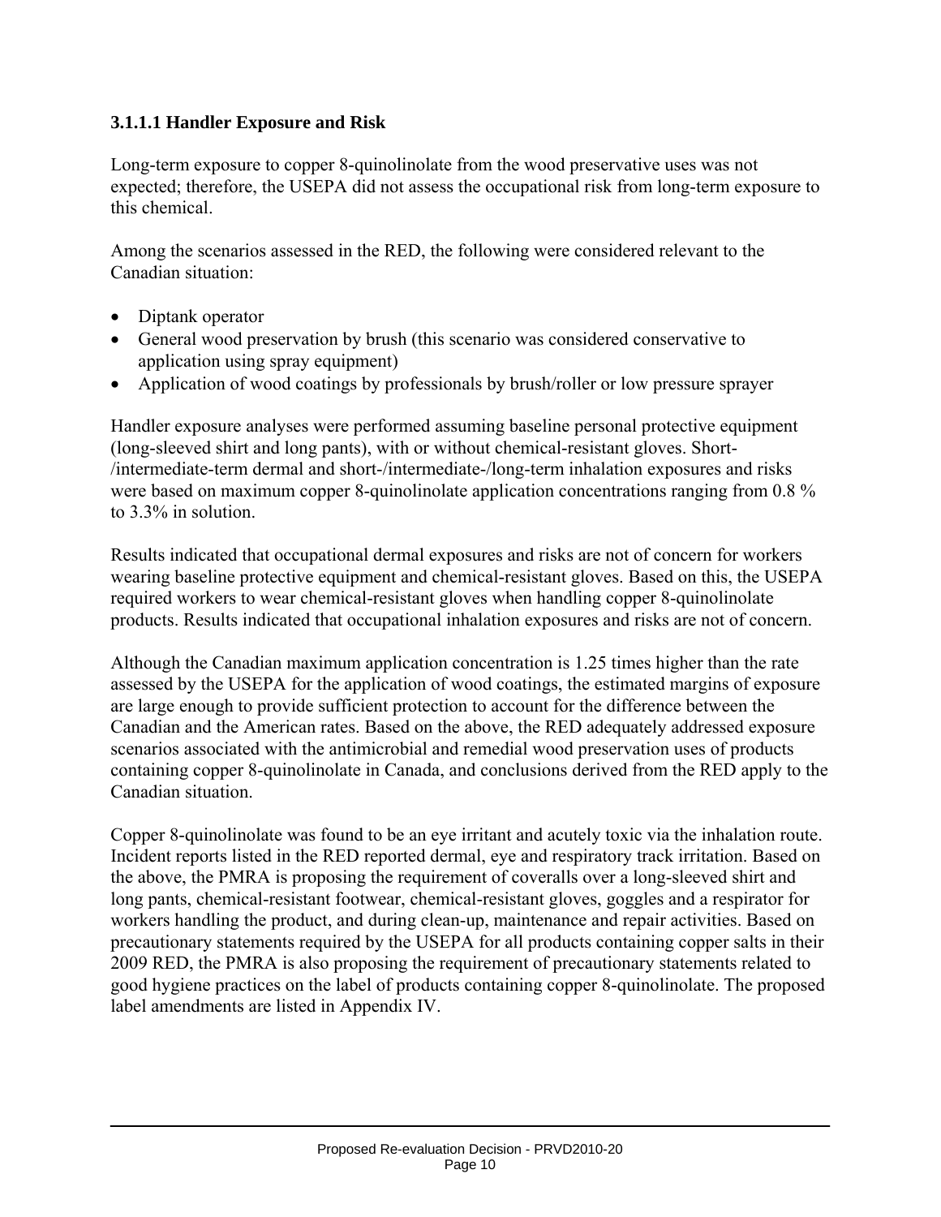### 3.1.1.1 Handler Exposure and Risk

Long-term exposure to copper 8-quinolinolate from the wood preservative uses was not expected; therefore, the USEPA did not assess the occupational risk from long-term exposure to this chemical.

Among the scenarios assessed in the RED, the following were considered relevant to the Canadian situation:

- Diptank operator
- General wood preservation by brush (this scenario was considered conservative to application using spray equipment)
- Application of wood coatings by professionals by brush/roller or low pressure sprayer

Handler exposure analyses were performed assuming baseline personal protective equipment (long-sleeved shirt and long pants), with or without chemical-resistant gloves. Short-/intermediate-term dermal and short-/intermediate-/long-term inhalation exposures and risks were based on maximum copper 8-quinolinolate application concentrations ranging from 0.8 % to 3.3% in solution.

Results indicated that occupational dermal exposures and risks are not of concern for workers wearing baseline protective equipment and chemical-resistant gloves. Based on this, the USEPA required workers to wear chemical-resistant gloves when handling copper 8-quinolinolate products. Results indicated that occupational inhalation exposures and risks are not of concern.

Although the Canadian maximum application concentration is 1.25 times higher than the rate assessed by the USEPA for the application of wood coatings, the estimated margins of exposure are large enough to provide sufficient protection to account for the difference between the Canadian and the American rates. Based on the above, the RED adequately addressed exposure scenarios associated with the antimicrobial and remedial wood preservation uses of products containing copper 8-quinolinolate in Canada, and conclusions derived from the RED apply to the Canadian situation.

Copper 8-quinolinolate was found to be an eye irritant and acutely toxic via the inhalation route. Incident reports listed in the RED reported dermal, eye and respiratory track irritation. Based on the above, the PMRA is proposing the requirement of coveralls over a long-sleeved shirt and long pants, chemical-resistant footwear, chemical-resistant gloves, goggles and a respirator for workers handling the product, and during clean-up, maintenance and repair activities. Based on precautionary statements required by the USEPA for all products containing copper salts in their 2009 RED, the PMRA is also proposing the requirement of precautionary statements related to good hygiene practices on the label of products containing copper 8-quinolinolate. The proposed label amendments are listed in Appendix IV.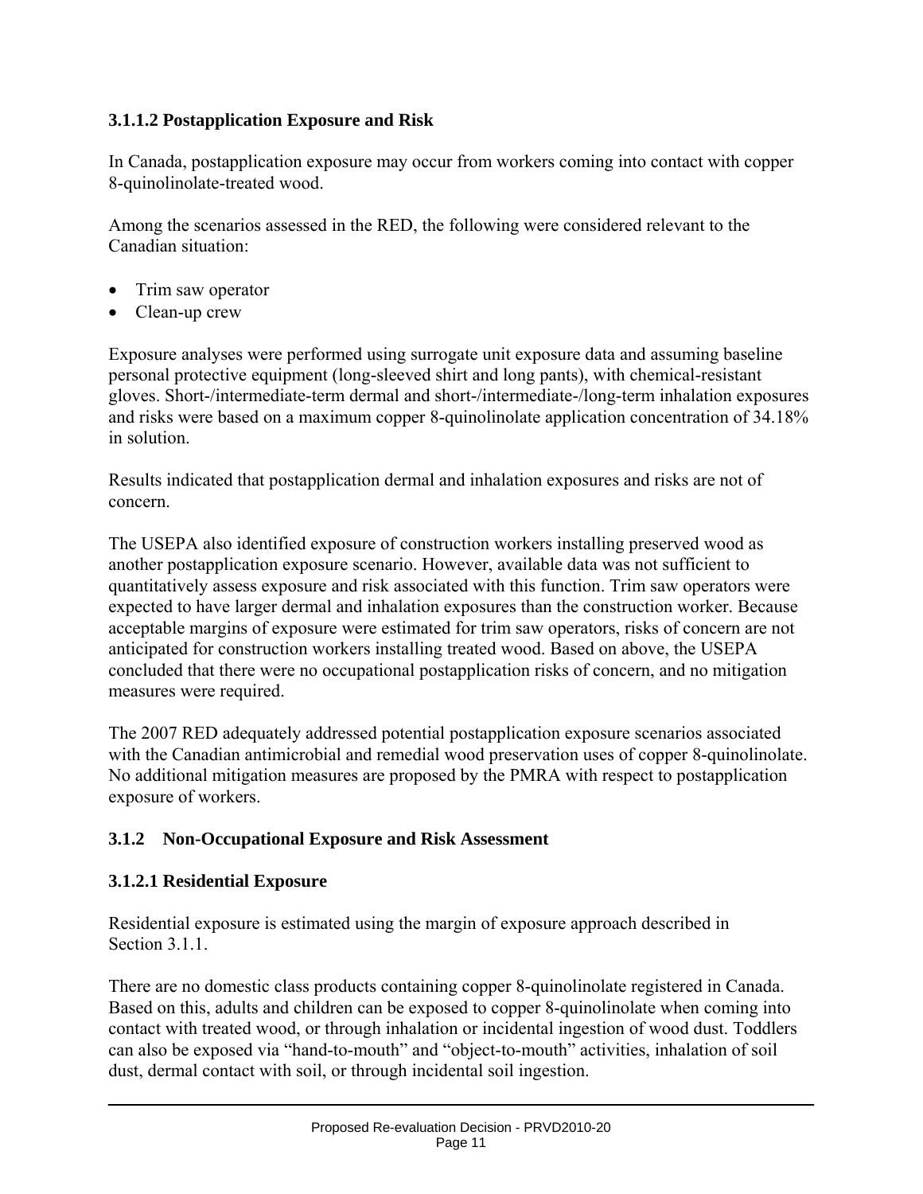#### 3.1.1.2 Postapplication Exposure and Risk

In Canada, postapplication exposure may occur from workers coming into contact with copper 8-quinolinolate-treated wood.

Among the scenarios assessed in the RED, the following were considered relevant to the Canadian situation:

- Trim saw operator
- Clean-up crew

Exposure analyses were performed using surrogate unit exposure data and assuming baseline personal protective equipment (long-sleeved shirt and long pants), with chemical-resistant gloves. Short-/intermediate-term dermal and short-/intermediate-/long-term inhalation exposures and risks were based on a maximum copper 8-quinolinolate application concentration of 34.18% in solution.

Results indicated that postapplication dermal and inhalation exposures and risks are not of concern.

The USEPA also identified exposure of construction workers installing preserved wood as another postapplication exposure scenario. However, available data was not sufficient to quantitatively assess exposure and risk associated with this function. Trim saw operators were expected to have larger dermal and inhalation exposures than the construction worker. Because acceptable margins of exposure were estimated for trim saw operators, risks of concern are not anticipated for construction workers installing treated wood. Based on above, the USEPA concluded that there were no occupational postapplication risks of concern, and no mitigation measures were required.

The 2007 RED adequately addressed potential postapplication exposure scenarios associated with the Canadian antimicrobial and remedial wood preservation uses of copper 8-quinolinolate. No additional mitigation measures are proposed by the PMRA with respect to postapplication exposure of workers.

### 3.1.2 Non-Occupational Exposure and Risk Assessment

#### 3.1.2.1 Residential Exposure

Residential exposure is estimated using the margin of exposure approach described in Section 3.1.1.

There are no domestic class products containing copper 8-quinolinolate registered in Canada. Based on this, adults and children can be exposed to copper 8-quinolinolate when coming into contact with treated wood, or through inhalation or incidental ingestion of wood dust. Toddlers can also be exposed via "hand-to-mouth" and "object-to-mouth" activities, inhalation of soil dust, dermal contact with soil, or through incidental soil ingestion.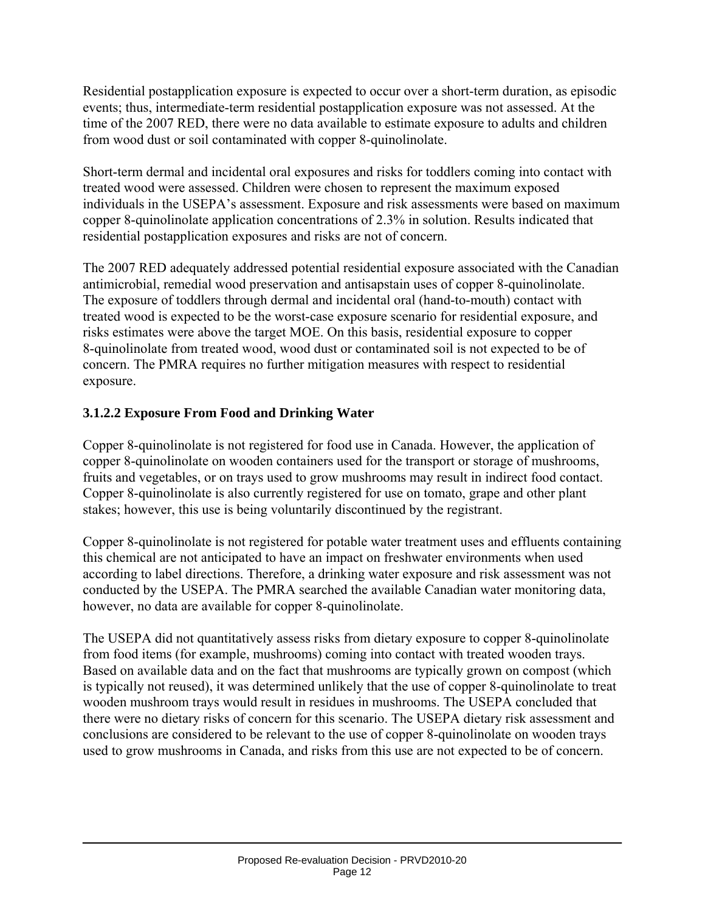Residential postapplication exposure is expected to occur over a short-term duration, as episodic events; thus, intermediate-term residential postapplication exposure was not assessed. At the time of the 2007 RED, there were no data available to estimate exposure to adults and children from wood dust or soil contaminated with copper 8-quinolinolate.

Short-term dermal and incidental oral exposures and risks for toddlers coming into contact with treated wood were assessed. Children were chosen to represent the maximum exposed individuals in the USEPA's assessment. Exposure and risk assessments were based on maximum copper 8-quinolinolate application concentrations of 2.3% in solution. Results indicated that residential postapplication exposures and risks are not of concern.

The 2007 RED adequately addressed potential residential exposure associated with the Canadian antimicrobial, remedial wood preservation and antisapstain uses of copper 8-quinolinolate. The exposure of toddlers through dermal and incidental oral (hand-to-mouth) contact with treated wood is expected to be the worst-case exposure scenario for residential exposure, and risks estimates were above the target MOE. On this basis, residential exposure to copper 8-quinolinolate from treated wood, wood dust or contaminated soil is not expected to be of concern. The PMRA requires no further mitigation measures with respect to residential exposure.

#### 3.1.2.2 Exposure From Food and Drinking Water

Copper 8-quinolinolate is not registered for food use in Canada. However, the application of copper 8-quinolinolate on wooden containers used for the transport or storage of mushrooms, fruits and vegetables, or on trays used to grow mushrooms may result in indirect food contact. Copper 8-quinolinolate is also currently registered for use on tomato, grape and other plant stakes; however, this use is being voluntarily discontinued by the registrant.

Copper 8-quinolinolate is not registered for potable water treatment uses and effluents containing this chemical are not anticipated to have an impact on freshwater environments when used according to label directions. Therefore, a drinking water exposure and risk assessment was not conducted by the USEPA. The PMRA searched the available Canadian water monitoring data, however, no data are available for copper 8-quinolinolate.

The USEPA did not quantitatively assess risks from dietary exposure to copper 8-quinolinolate from food items (for example, mushrooms) coming into contact with treated wooden trays. Based on available data and on the fact that mushrooms are typically grown on compost (which is typically not reused), it was determined unlikely that the use of copper 8-quinolinolate to treat wooden mushroom trays would result in residues in mushrooms. The USEPA concluded that there were no dietary risks of concern for this scenario. The USEPA dietary risk assessment and conclusions are considered to be relevant to the use of copper 8-quinolinolate on wooden trays used to grow mushrooms in Canada, and risks from this use are not expected to be of concern.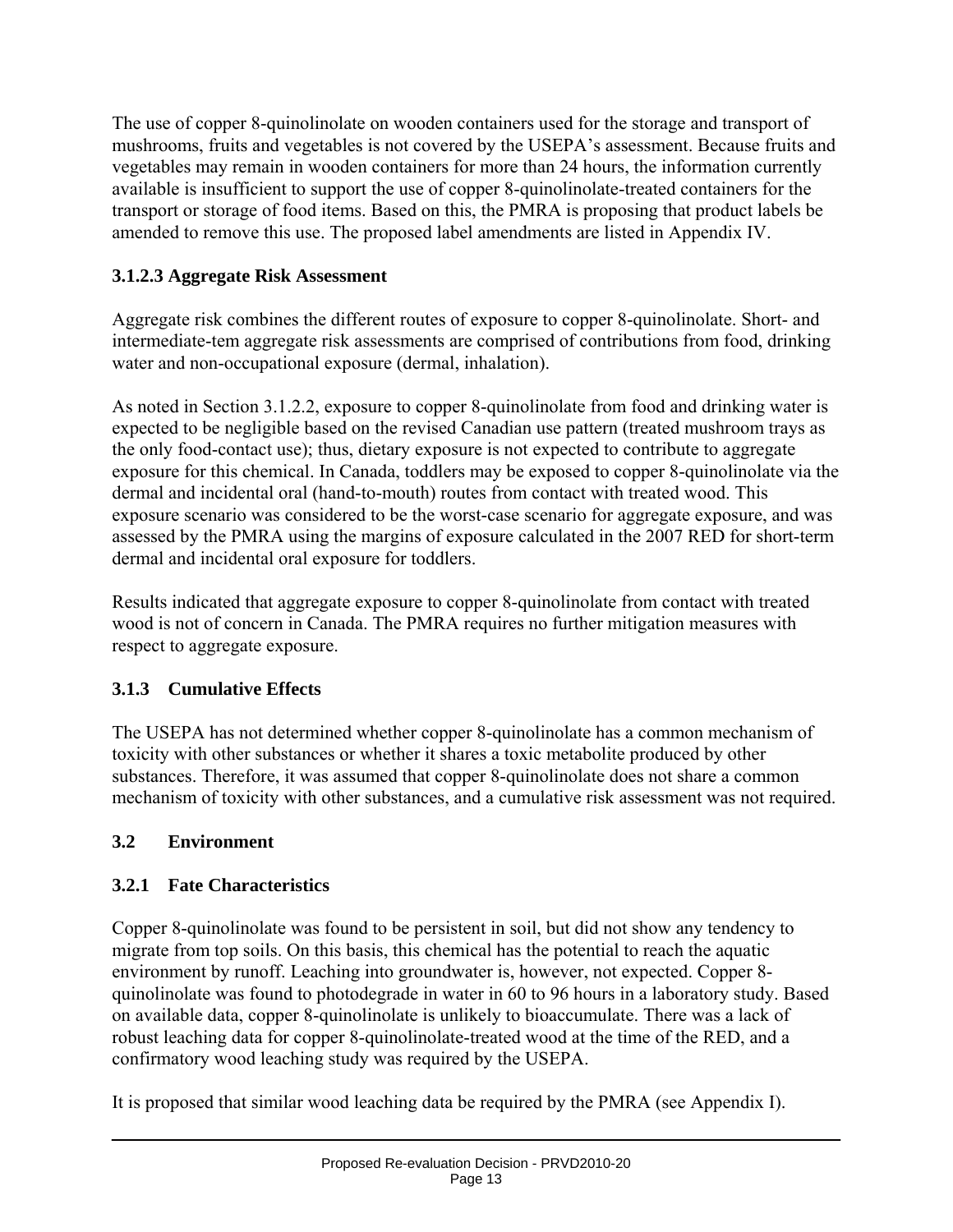The use of copper 8-quinolinolate on wooden containers used for the storage and transport of mushrooms, fruits and vegetables is not covered by the USEPA's assessment. Because fruits and vegetables may remain in wooden containers for more than 24 hours, the information currently available is insufficient to support the use of copper 8-quinolinolate-treated containers for the transport or storage of food items. Based on this, the PMRA is proposing that product labels be amended to remove this use. The proposed label amendments are listed in Appendix IV.

### 3.1.2.3 Aggregate Risk Assessment

Aggregate risk combines the different routes of exposure to copper 8-quinolinolate. Short- and intermediate-tem aggregate risk assessments are comprised of contributions from food, drinking water and non-occupational exposure (dermal, inhalation).

As noted in Section 3.1.2.2, exposure to copper 8-quinolinolate from food and drinking water is expected to be negligible based on the revised Canadian use pattern (treated mushroom trays as the only food-contact use); thus, dietary exposure is not expected to contribute to aggregate exposure for this chemical. In Canada, toddlers may be exposed to copper 8-quinolinolate via the dermal and incidental oral (hand-to-mouth) routes from contact with treated wood. This exposure scenario was considered to be the worst-case scenario for aggregate exposure, and was assessed by the PMRA using the margins of exposure calculated in the 2007 RED for short-term dermal and incidental oral exposure for toddlers.

Results indicated that aggregate exposure to copper 8-quinolinolate from contact with treated wood is not of concern in Canada. The PMRA requires no further mitigation measures with respect to aggregate exposure.

### 3.1.3 Cumulative Effects

The USEPA has not determined whether copper 8-quinolinolate has a common mechanism of toxicity with other substances or whether it shares a toxic metabolite produced by other substances. Therefore, it was assumed that copper 8-quinolinolate does not share a common mechanism of toxicity with other substances, and a cumulative risk assessment was not required.

## 3.2 Environment

### 3.2.1 Fate Characteristics

Copper 8-quinolinolate was found to be persistent in soil, but did not show any tendency to migrate from top soils. On this basis, this chemical has the potential to reach the aquatic environment by runoff. Leaching into groundwater is, however, not expected. Copper 8-quinolinolate was found to photodegrade in water in 60 to 96 hours in a laboratory study. Based on available data, copper 8-quinolinolate is unlikely to bioaccumulate. There was a lack of robust leaching data for copper 8-quinolinolate-treated wood at the time of the RED, and a confirmatory wood leaching study was required by the USEPA.

It is proposed that similar wood leaching data be required by the PMRA (see Appendix I).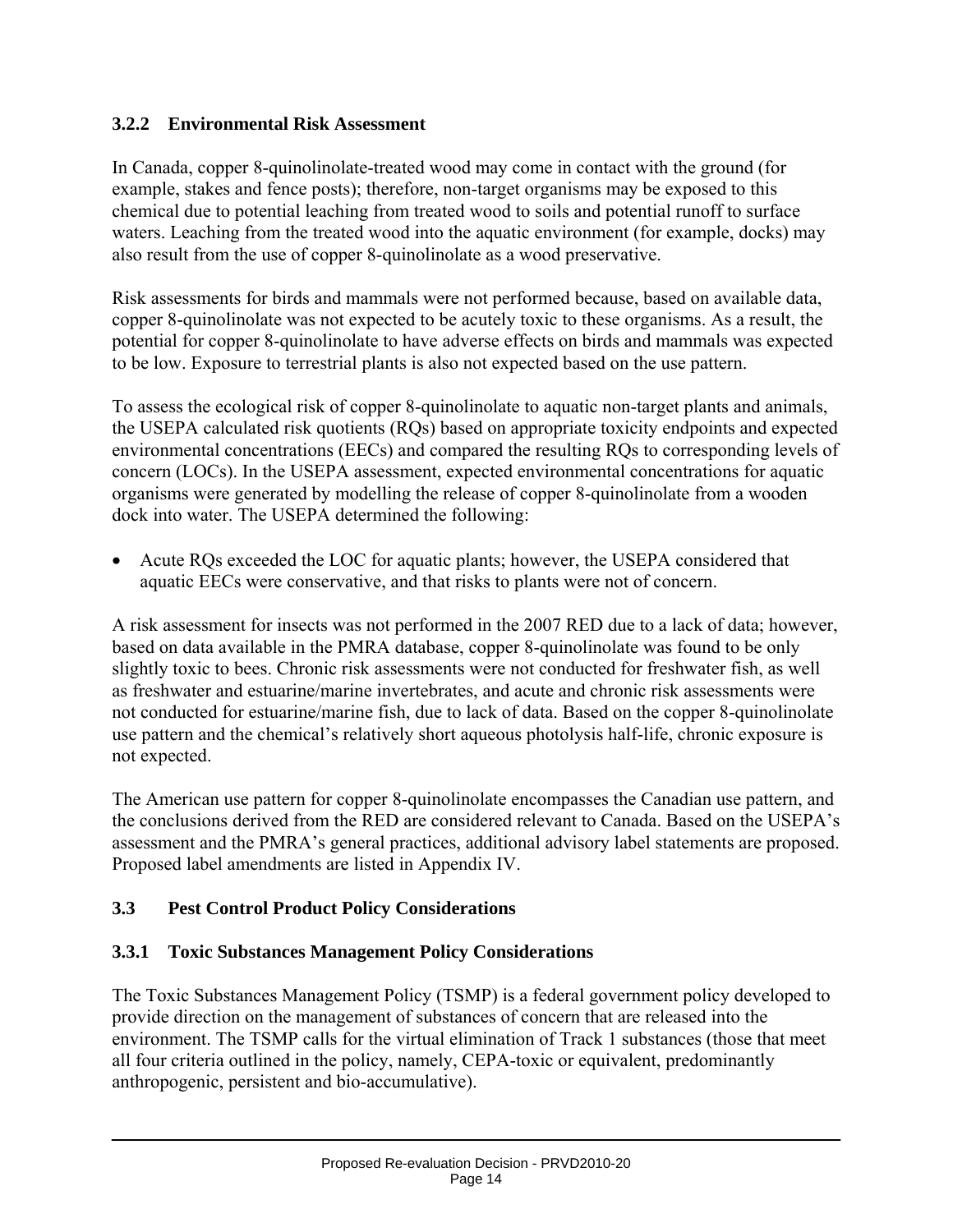### 3.2.2 Environmental Risk Assessment

In Canada, copper 8-quinolinolate-treated wood may come in contact with the ground (for example, stakes and fence posts); therefore, non-target organisms may be exposed to this chemical due to potential leaching from treated wood to soils and potential runoff to surface waters. Leaching from the treated wood into the aquatic environment (for example, docks) may also result from the use of copper 8-quinolinolate as a wood preservative.

Risk assessments for birds and mammals were not performed because, based on available data, copper 8-quinolinolate was not expected to be acutely toxic to these organisms. As a result, the potential for copper 8-quinolinolate to have adverse effects on birds and mammals was expected to be low. Exposure to terrestrial plants is also not expected based on the use pattern.

To assess the ecological risk of copper 8-quinolinolate to aquatic non-target plants and animals, the USEPA calculated risk quotients (RQs) based on appropriate toxicity endpoints and expected environmental concentrations (EECs) and compared the resulting RQs to corresponding levels of concern (LOCs). In the USEPA assessment, expected environmental concentrations for aquatic organisms were generated by modelling the release of copper 8-quinolinolate from a wooden dock into water. The USEPA determined the following:

- Acute RQs exceeded the LOC for aquatic plants; however, the USEPA considered that aquatic EECs were conservative, and that risks to plants were not of concern.

A risk assessment for insects was not performed in the 2007 RED due to a lack of data; however, based on data available in the PMRA database, copper 8-quinolinolate was found to be only slightly toxic to bees. Chronic risk assessments were not conducted for freshwater fish, as well as freshwater and estuarine/marine invertebrates, and acute and chronic risk assessments were not conducted for estuarine/marine fish, due to lack of data. Based on the copper 8-quinolinolate use pattern and the chemical's relatively short aqueous photolysis half-life, chronic exposure is not expected.

The American use pattern for copper 8-quinolinolate encompasses the Canadian use pattern, and the conclusions derived from the RED are considered relevant to Canada. Based on the USEPA's assessment and the PMRA's general practices, additional advisory label statements are proposed. Proposed label amendments are listed in Appendix IV.

## 3.3 Pest Control Product Policy Considerations

### 3.3.1 Toxic Substances Management Policy Considerations

The Toxic Substances Management Policy (TSMP) is a federal government policy developed to provide direction on the management of substances of concern that are released into the environment. The TSMP calls for the virtual elimination of Track 1 substances (those that meet all four criteria outlined in the policy, namely, CEPA-toxic or equivalent, predominantly anthropogenic, persistent and bio-accumulative).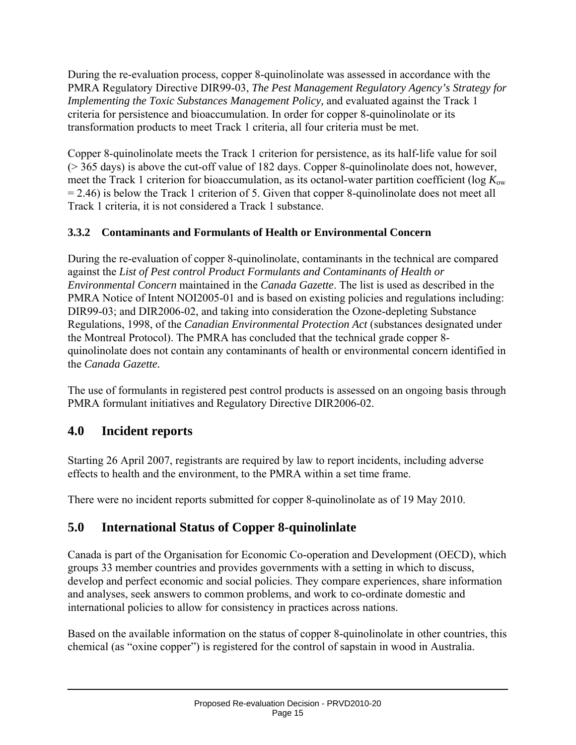During the re-evaluation process, copper 8-quinolinolate was assessed in accordance with the PMRA Regulatory Directive DIR99-03, *The Pest Management Regulatory Agency's Strategy for Implementing the Toxic Substances Management Policy,* and evaluated against the Track 1 criteria for persistence and bioaccumulation. In order for copper 8-quinolinolate or its transformation products to meet Track 1 criteria, all four criteria must be met.

Copper 8-quinolinolate meets the Track 1 criterion for persistence, as its half-life value for soil (> 365 days) is above the cut-off value of 182 days. Copper 8-quinolinolate does not, however, meet the Track 1 criterion for bioaccumulation, as its octanol-water partition coefficient (log $K_{ow}$ = 2.46) is below the Track 1 criterion of 5. Given that copper 8-quinolinolate does not meet all Track 1 criteria, it is not considered a Track 1 substance.

### 3.3.2 Contaminants and Formulants of Health or Environmental Concern

During the re-evaluation of copper 8-quinolinolate, contaminants in the technical are compared against the *List of Pest control Product Formulants and Contaminants of Health or Environmental Concern* maintained in the *Canada Gazette*. The list is used as described in the PMRA Notice of Intent NOI2005-01 and is based on existing policies and regulations including: DIR99-03; and DIR2006-02, and taking into consideration the Ozone-depleting Substance Regulations, 1998, of the *Canadian Environmental Protection Act* (substances designated under the Montreal Protocol). The PMRA has concluded that the technical grade copper 8-quinolinolate does not contain any contaminants of health or environmental concern identified in the *Canada Gazette.*

The use of formulants in registered pest control products is assessed on an ongoing basis through PMRA formulant initiatives and Regulatory Directive DIR2006-02.

## 4.0 Incident reports

Starting 26 April 2007, registrants are required by law to report incidents, including adverse effects to health and the environment, to the PMRA within a set time frame.

There were no incident reports submitted for copper 8-quinolinolate as of 19 May 2010.

## 5.0 International Status of Copper 8-quinolinlate

Canada is part of the Organisation for Economic Co-operation and Development (OECD), which groups 33 member countries and provides governments with a setting in which to discuss, develop and perfect economic and social policies. They compare experiences, share information and analyses, seek answers to common problems, and work to co-ordinate domestic and international policies to allow for consistency in practices across nations.

Based on the available information on the status of copper 8-quinolinolate in other countries, this chemical (as "oxine copper") is registered for the control of sapstain in wood in Australia.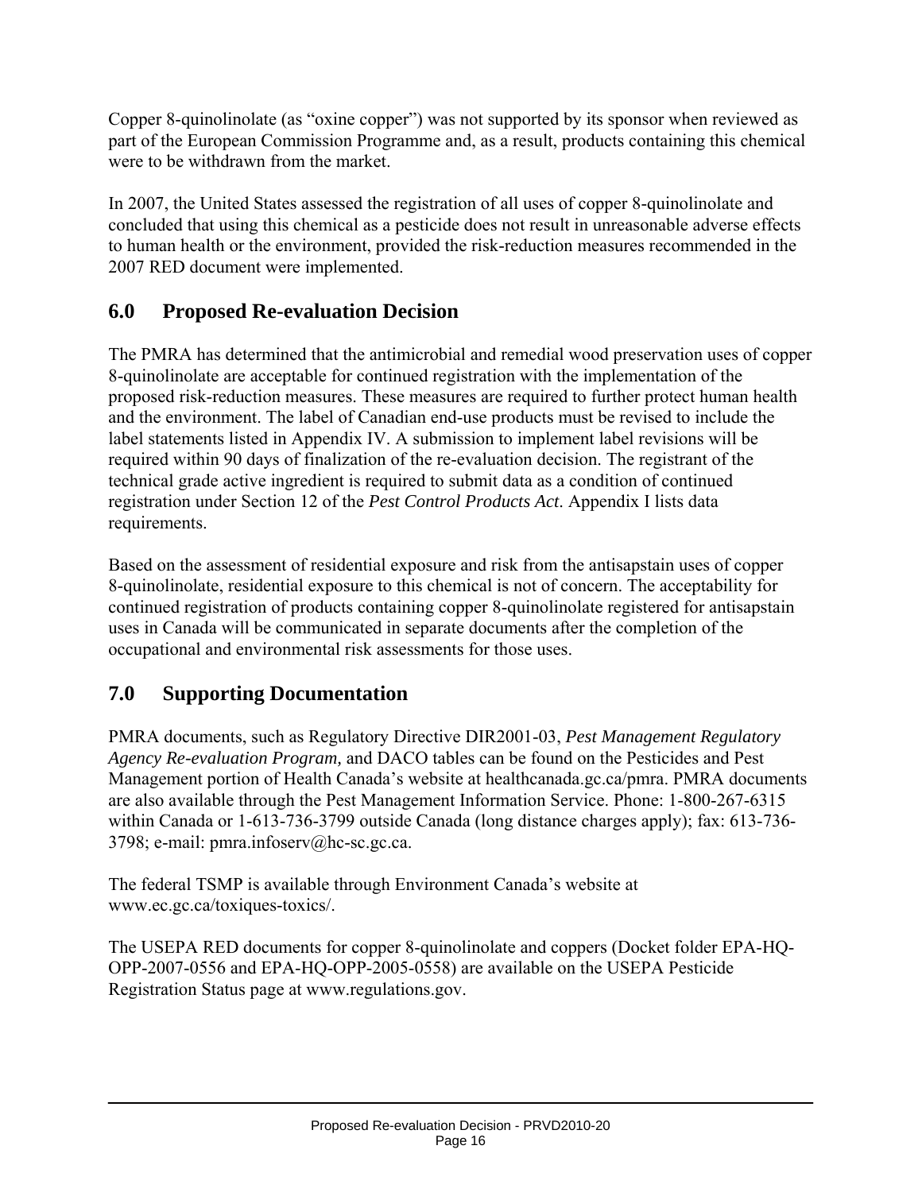Copper 8-quinolinolate (as “oxine copper”) was not supported by its sponsor when reviewed as part of the European Commission Programme and, as a result, products containing this chemical were to be withdrawn from the market.

In 2007, the United States assessed the registration of all uses of copper 8-quinolinolate and concluded that using this chemical as a pesticide does not result in unreasonable adverse effects to human health or the environment, provided the risk-reduction measures recommended in the 2007 RED document were implemented.

## 6.0 Proposed Re-evaluation Decision

The PMRA has determined that the antimicrobial and remedial wood preservation uses of copper 8-quinolinolate are acceptable for continued registration with the implementation of the proposed risk-reduction measures. These measures are required to further protect human health and the environment. The label of Canadian end-use products must be revised to include the label statements listed in Appendix IV. A submission to implement label revisions will be required within 90 days of finalization of the re-evaluation decision. The registrant of the technical grade active ingredient is required to submit data as a condition of continued registration under Section 12 of the *Pest Control Products Act*. Appendix I lists data requirements.

Based on the assessment of residential exposure and risk from the antisapstain uses of copper 8-quinolinolate, residential exposure to this chemical is not of concern. The acceptability for continued registration of products containing copper 8-quinolinolate registered for antisapstain uses in Canada will be communicated in separate documents after the completion of the occupational and environmental risk assessments for those uses.

## 7.0 Supporting Documentation

PMRA documents, such as Regulatory Directive DIR2001-03, *Pest Management Regulatory Agency Re-evaluation Program,* and DACO tables can be found on the Pesticides and Pest Management portion of Health Canada’s website at healthcanada.gc.ca/pmra. PMRA documents are also available through the Pest Management Information Service. Phone: 1-800-267-6315 within Canada or 1-613-736-3799 outside Canada (long distance charges apply); fax: 613-736-3798; e-mail: pmra.infoserv@hc-sc.gc.ca.

The federal TSMP is available through Environment Canada’s website at www.ec.gc.ca/toxiques-toxics/.

The USEPA RED documents for copper 8-quinolinolate and coppers (Docket folder EPA-HQ-OPP-2007-0556 and EPA-HQ-OPP-2005-0558) are available on the USEPA Pesticide Registration Status page at www.regulations.gov.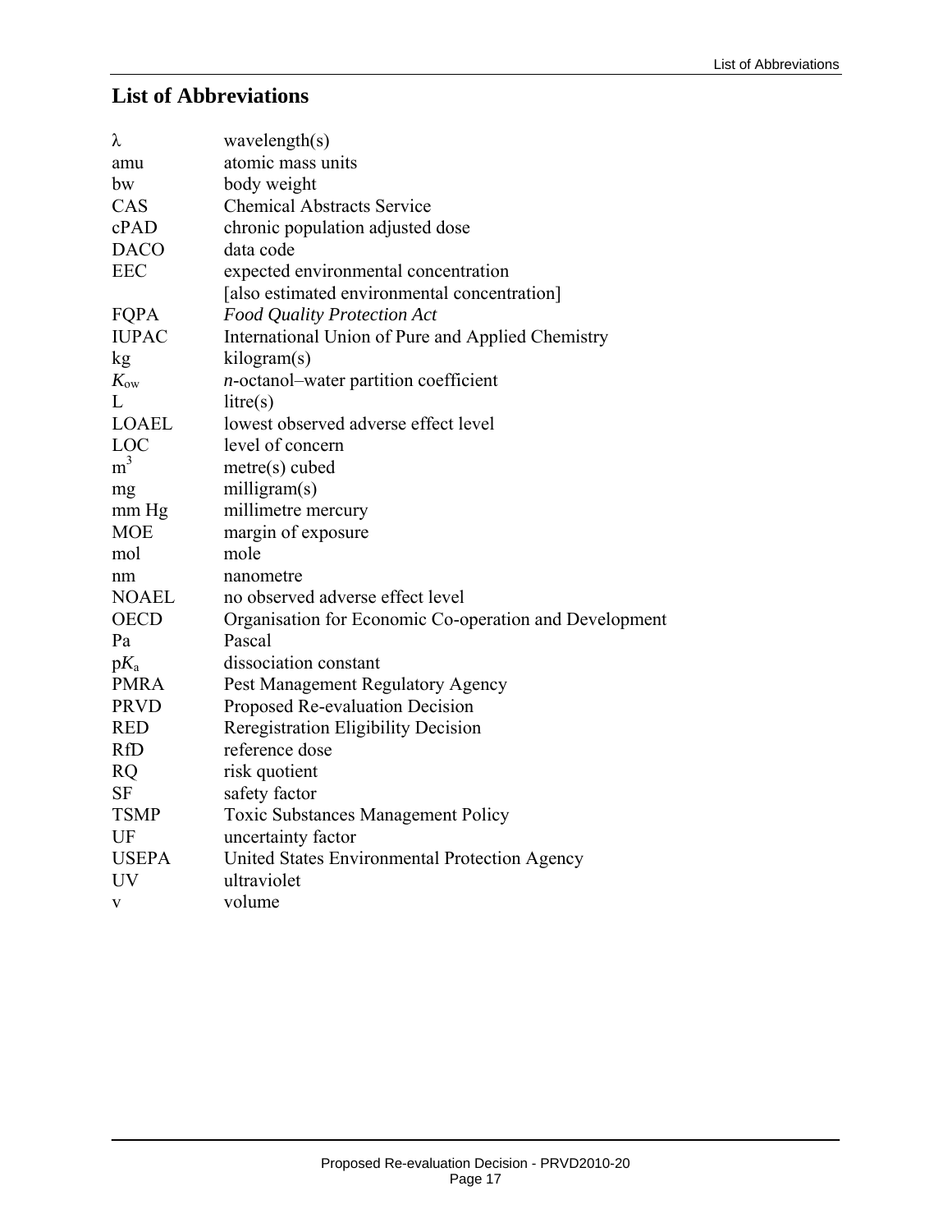## List of Abbreviations

| | |
|---|---|
| $\lambda$ | wavelength(s) |
| amu | atomic mass units |
| bw | body weight |
| CAS | Chemical Abstracts Service |
| cPAD | chronic population adjusted dose |
| DACO | data code |
| EEC | expected environmental concentration [also estimated environmental concentration] |
| FQPA | *Food Quality Protection Act* |
| IUPAC | International Union of Pure and Applied Chemistry |
| kg | kilogram(s) |
| $K_{ow}$ | *n*-octanol–water partition coefficient |
| L | litre(s) |
| LOAEL | lowest observed adverse effect level |
| LOC | level of concern |
| $m^3$ | metre(s) cubed |
| mg | milligram(s) |
| mm Hg | millimetre mercury |
| MOE | margin of exposure |
| mol | mole |
| nm | nanometre |
| NOAEL | no observed adverse effect level |
| OECD | Organisation for Economic Co-operation and Development |
| Pa | Pascal |
| $pK_a$ | dissociation constant |
| PMRA | Pest Management Regulatory Agency |
| PRVD | Proposed Re-evaluation Decision |
| RED | Reregistration Eligibility Decision |
| RfD | reference dose |
| RQ | risk quotient |
| SF | safety factor |
| TSMP | Toxic Substances Management Policy |
| UF | uncertainty factor |
| USEPA | United States Environmental Protection Agency |
| UV | ultraviolet |
| v | volume |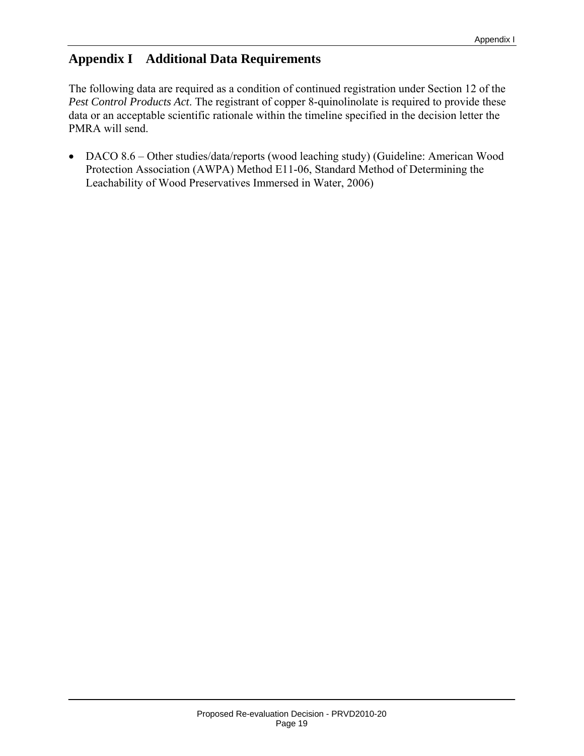# Appendix I Additional Data Requirements

The following data are required as a condition of continued registration under Section 12 of the *Pest Control Products Act*. The registrant of copper 8-quinolinolate is required to provide these data or an acceptable scientific rationale within the timeline specified in the decision letter the PMRA will send.

- DACO 8.6 – Other studies/data/reports (wood leaching study) (Guideline: American Wood Protection Association (AWPA) Method E11-06, Standard Method of Determining the Leachability of Wood Preservatives Immersed in Water, 2006)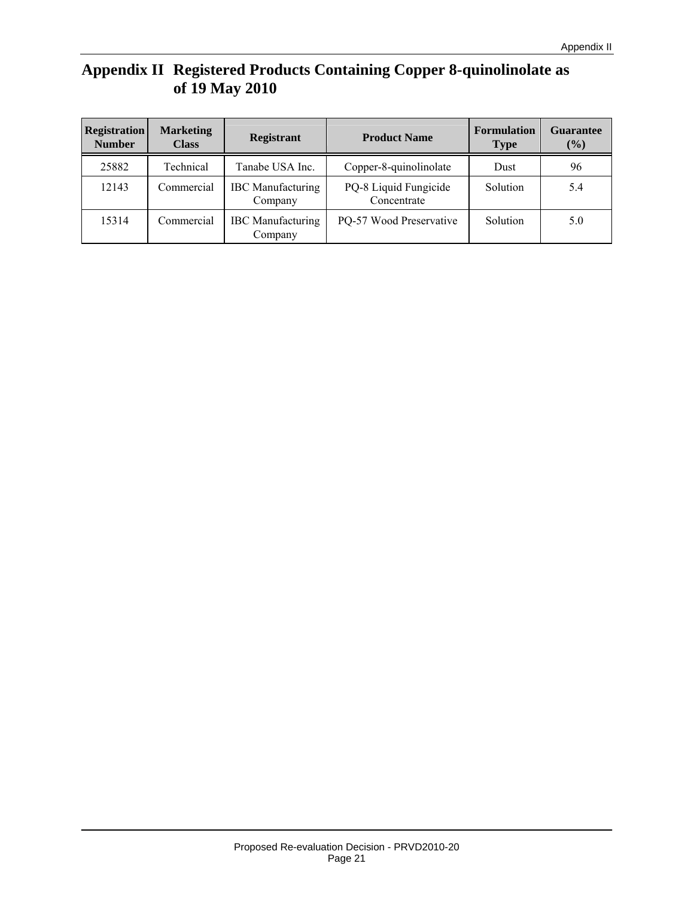# Appendix II Registered Products Containing Copper 8-quinolinolate as of 19 May 2010

| Registration Number | Marketing Class | Registrant | Product Name | Formulation Type | Guarantee (%) |
|---|---|---|---|---|---|
| 25882 | Technical | Tanabe USA Inc. | Copper-8-quinolinolate | Dust | 96 |
| 12143 | Commercial | IBC Manufacturing Company | PQ-8 Liquid Fungicide Concentrate | Solution | 5.4 |
| 15314 | Commercial | IBC Manufacturing Company | PQ-57 Wood Preservative | Solution | 5.0 |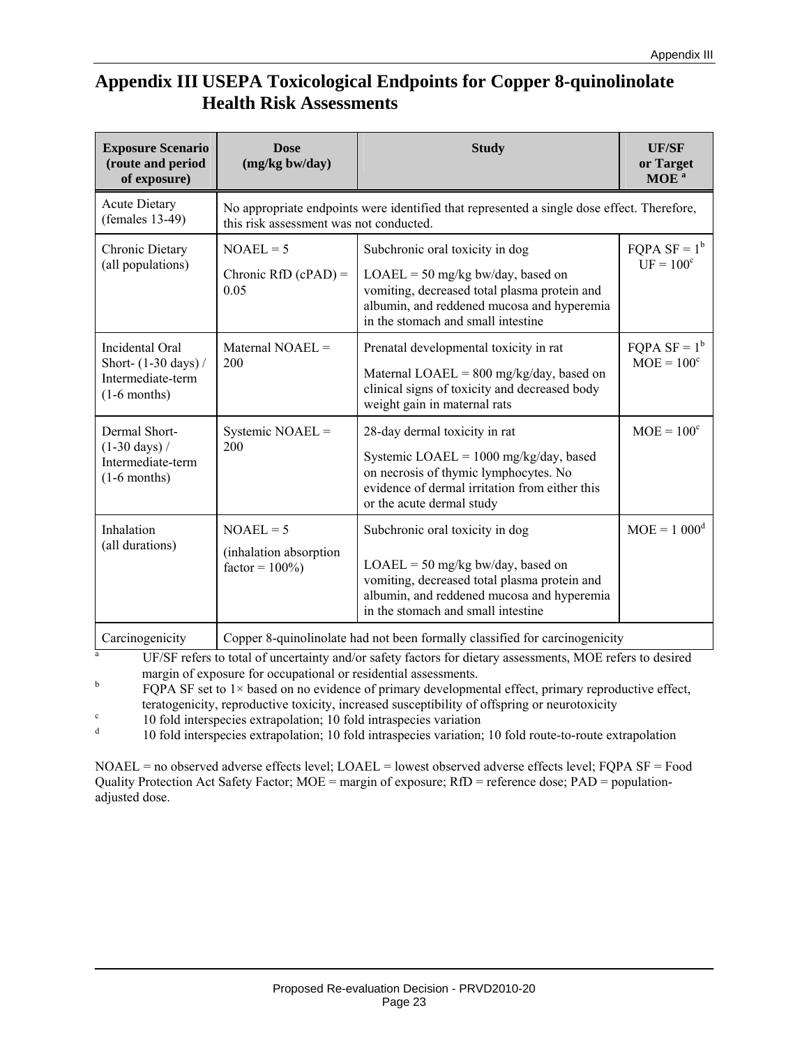# Appendix III USEPA Toxicological Endpoints for Copper 8-quinolinolate Health Risk Assessments

| Exposure Scenario (route and period of exposure) | Dose (mg/kg bw/day) | Study | UF/SF or Target MOE [a] |
|---|---|---|---|
| Acute Dietary (females 13-49) | No appropriate endpoints were identified that represented a single dose effect. Therefore, this risk assessment was not conducted. | | |
| Chronic Dietary (all populations) | NOAEL = 5<br><br>Chronic RfD (cPAD) = 0.05 | Subchronic oral toxicity in dog<br><br>LOAEL = 50 mg/kg bw/day, based on vomiting, decreased total plasma protein and albumin, and reddened mucosa and hyperemia in the stomach and small intestine | FQPA SF = 1[b]<br>UF = 100[c] |
| Incidental Oral Short- (1-30 days) / Intermediate-term (1-6 months) | Maternal NOAEL = 200 | Prenatal developmental toxicity in rat<br><br>Maternal LOAEL = 800 mg/kg/day, based on clinical signs of toxicity and decreased body weight gain in maternal rats | FQPA SF = 1[b]<br>MOE = 100[c] |
| Dermal Short- (1-30 days) / Intermediate-term (1-6 months) | Systemic NOAEL = 200 | 28-day dermal toxicity in rat<br><br>Systemic LOAEL = 1000 mg/kg/day, based on necrosis of thymic lymphocytes. No evidence of dermal irritation from either this or the acute dermal study | MOE = 100[c] |
| Inhalation (all durations) | NOAEL = 5<br><br>(inhalation absorption factor = 100%) | Subchronic oral toxicity in dog<br><br>LOAEL = 50 mg/kg bw/day, based on vomiting, decreased total plasma protein and albumin, and reddened mucosa and hyperemia in the stomach and small intestine | MOE = 1 000[d] |
| Carcinogenicity | Copper 8-quinolinolate had not been formally classified for carcinogenicity | | |

[a] UF/SF refers to total of uncertainty and/or safety factors for dietary assessments, MOE refers to desired margin of exposure for occupational or residential assessments.

[b] FQPA SF set to 1× based on no evidence of primary developmental effect, primary reproductive effect, teratogenicity, reproductive toxicity, increased susceptibility of offspring or neurotoxicity

[c] 10 fold interspecies extrapolation; 10 fold intraspecies variation

[d] 10 fold interspecies extrapolation; 10 fold intraspecies variation; 10 fold route-to-route extrapolation

NOAEL = no observed adverse effects level; LOAEL = lowest observed adverse effects level; FQPA SF = Food Quality Protection Act Safety Factor; MOE = margin of exposure; RfD = reference dose; PAD = population-adjusted dose.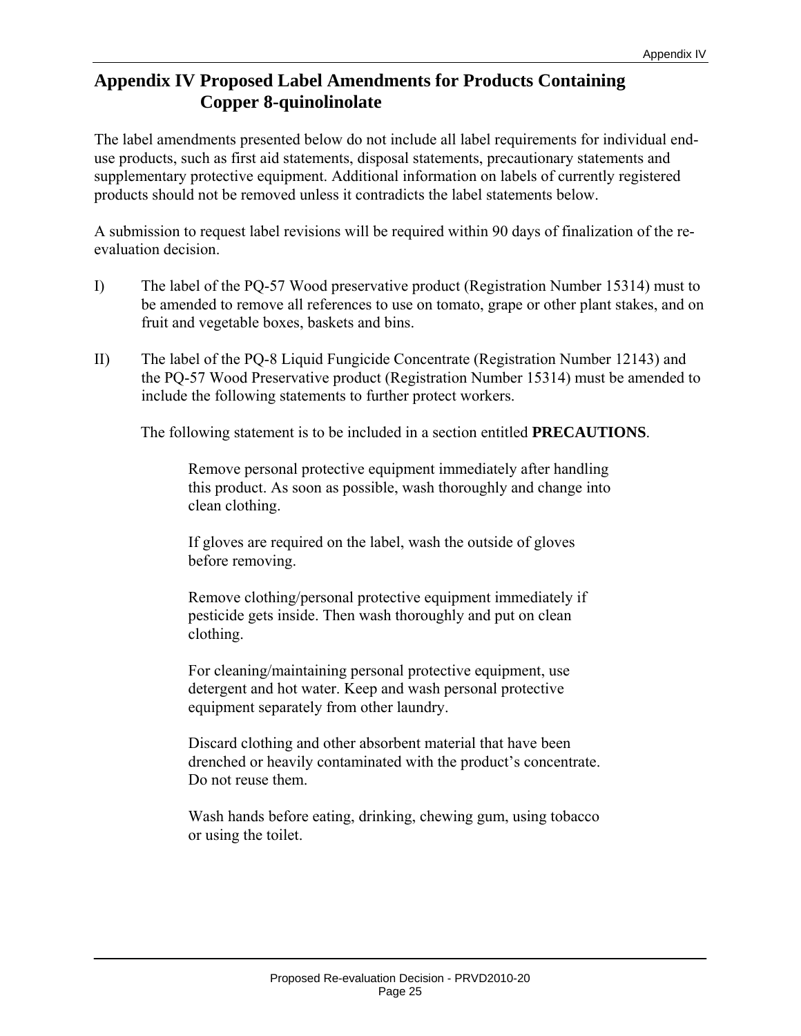# Appendix IV Proposed Label Amendments for Products Containing Copper 8-quinolinolate

The label amendments presented below do not include all label requirements for individual end-use products, such as first aid statements, disposal statements, precautionary statements and supplementary protective equipment. Additional information on labels of currently registered products should not be removed unless it contradicts the label statements below.

A submission to request label revisions will be required within 90 days of finalization of the re-evaluation decision.

I) The label of the PQ-57 Wood preservative product (Registration Number 15314) must to be amended to remove all references to use on tomato, grape or other plant stakes, and on fruit and vegetable boxes, baskets and bins.

II) The label of the PQ-8 Liquid Fungicide Concentrate (Registration Number 12143) and the PQ-57 Wood Preservative product (Registration Number 15314) must be amended to include the following statements to further protect workers.

The following statement is to be included in a section entitled **PRECAUTIONS**.

> Remove personal protective equipment immediately after handling this product. As soon as possible, wash thoroughly and change into clean clothing.
>
> If gloves are required on the label, wash the outside of gloves before removing.
>
> Remove clothing/personal protective equipment immediately if pesticide gets inside. Then wash thoroughly and put on clean clothing.
>
> For cleaning/maintaining personal protective equipment, use detergent and hot water. Keep and wash personal protective equipment separately from other laundry.
>
> Discard clothing and other absorbent material that have been drenched or heavily contaminated with the product's concentrate. Do not reuse them.
>
> Wash hands before eating, drinking, chewing gum, using tobacco or using the toilet.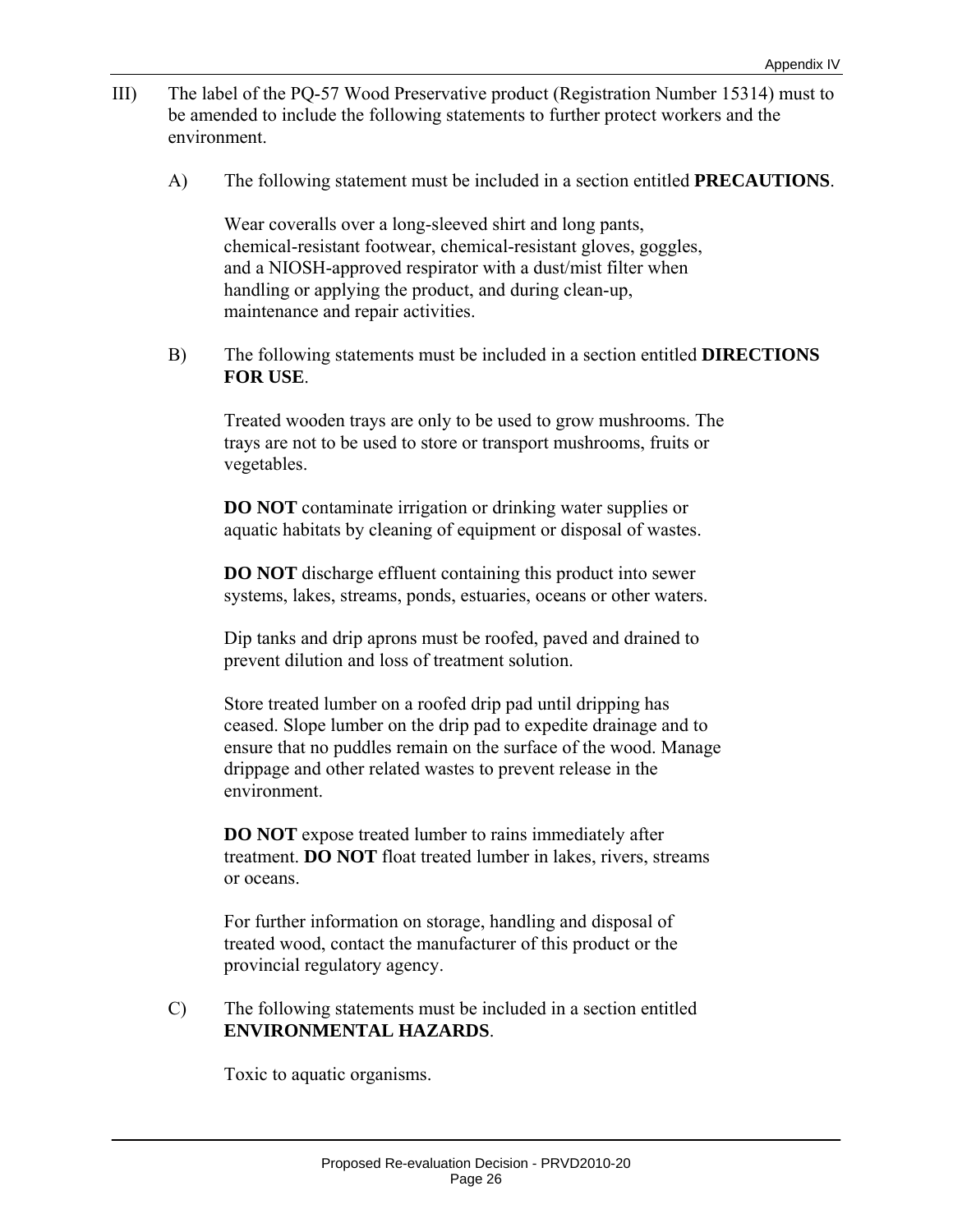III) The label of the PQ-57 Wood Preservative product (Registration Number 15314) must to be amended to include the following statements to further protect workers and the environment.

A) The following statement must be included in a section entitled **PRECAUTIONS**.

Wear coveralls over a long-sleeved shirt and long pants, chemical-resistant footwear, chemical-resistant gloves, goggles, and a NIOSH-approved respirator with a dust/mist filter when handling or applying the product, and during clean-up, maintenance and repair activities.

B) The following statements must be included in a section entitled **DIRECTIONS FOR USE**.

Treated wooden trays are only to be used to grow mushrooms. The trays are not to be used to store or transport mushrooms, fruits or vegetables.

**DO NOT** contaminate irrigation or drinking water supplies or aquatic habitats by cleaning of equipment or disposal of wastes.

**DO NOT** discharge effluent containing this product into sewer systems, lakes, streams, ponds, estuaries, oceans or other waters.

Dip tanks and drip aprons must be roofed, paved and drained to prevent dilution and loss of treatment solution.

Store treated lumber on a roofed drip pad until dripping has ceased. Slope lumber on the drip pad to expedite drainage and to ensure that no puddles remain on the surface of the wood. Manage drippage and other related wastes to prevent release in the environment.

**DO NOT** expose treated lumber to rains immediately after treatment. **DO NOT** float treated lumber in lakes, rivers, streams or oceans.

For further information on storage, handling and disposal of treated wood, contact the manufacturer of this product or the provincial regulatory agency.

C) The following statements must be included in a section entitled **ENVIRONMENTAL HAZARDS**.

Toxic to aquatic organisms.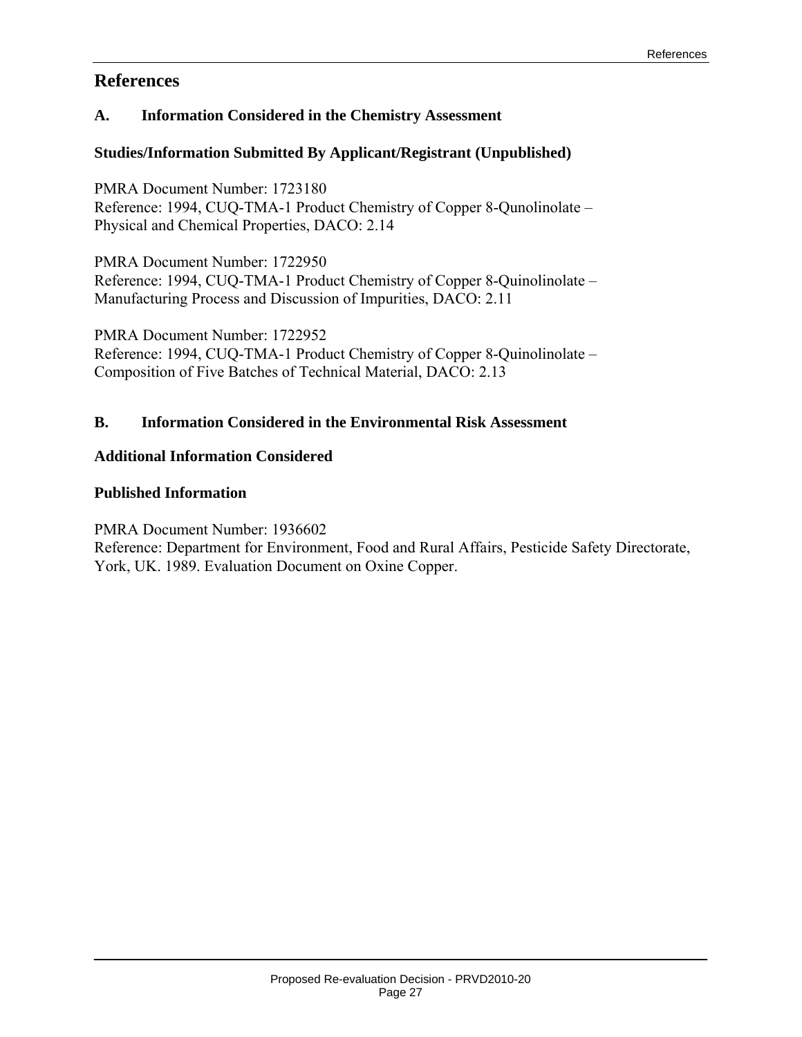# References

## A. Information Considered in the Chemistry Assessment

### Studies/Information Submitted By Applicant/Registrant (Unpublished)

PMRA Document Number: 1723180
Reference: 1994, CUQ-TMA-1 Product Chemistry of Copper 8-Qunolinolate – Physical and Chemical Properties, DACO: 2.14

PMRA Document Number: 1722950
Reference: 1994, CUQ-TMA-1 Product Chemistry of Copper 8-Quinolinolate – Manufacturing Process and Discussion of Impurities, DACO: 2.11

PMRA Document Number: 1722952
Reference: 1994, CUQ-TMA-1 Product Chemistry of Copper 8-Quinolinolate – Composition of Five Batches of Technical Material, DACO: 2.13

## B. Information Considered in the Environmental Risk Assessment

### Additional Information Considered

### Published Information

PMRA Document Number: 1936602
Reference: Department for Environment, Food and Rural Affairs, Pesticide Safety Directorate, York, UK. 1989. Evaluation Document on Oxine Copper.